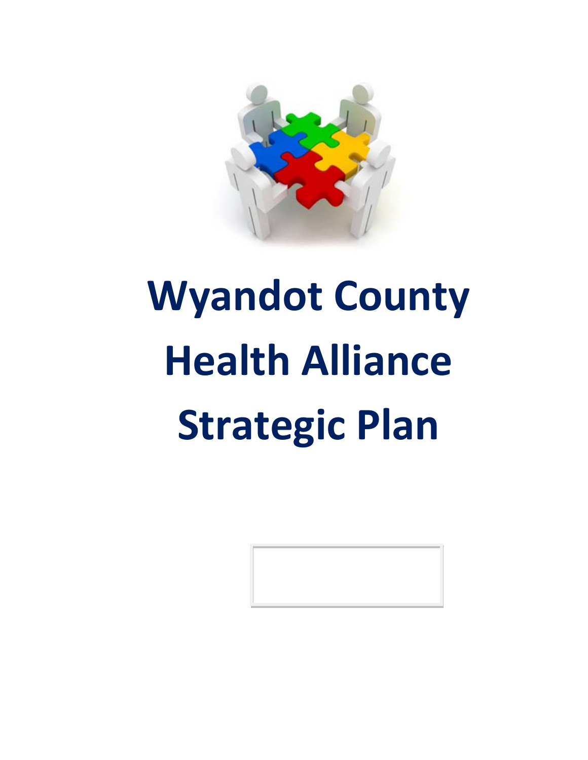# Wyandot County Health Alliance Strategic Plan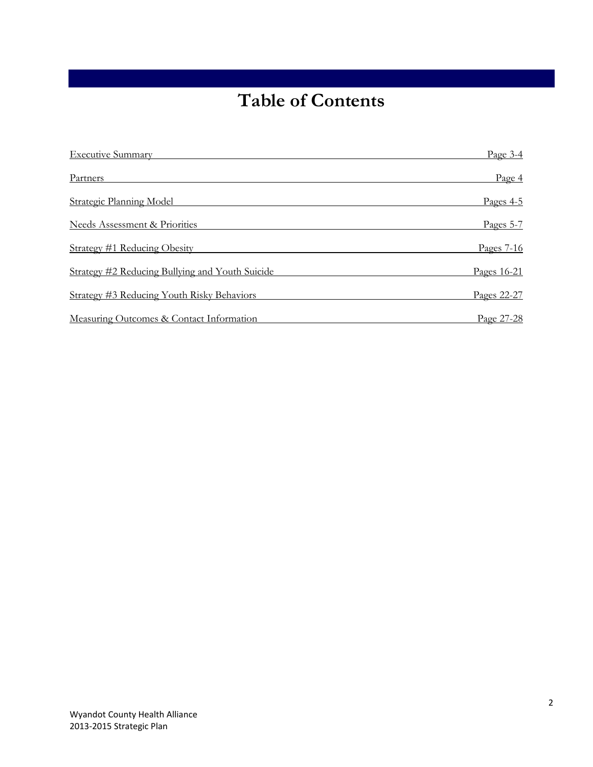# Table of Contents

| | |
|---|---|
| Executive Summary | Page 3-4 |
| Partners | Page 4 |
| Strategic Planning Model | Pages 4-5 |
| Needs Assessment & Priorities | Pages 5-7 |
| Strategy #1 Reducing Obesity | Pages 7-16 |
| Strategy #2 Reducing Bullying and Youth Suicide | Pages 16-21 |
| Strategy #3 Reducing Youth Risky Behaviors | Pages 22-27 |
| Measuring Outcomes & Contact Information | Page 27-28 |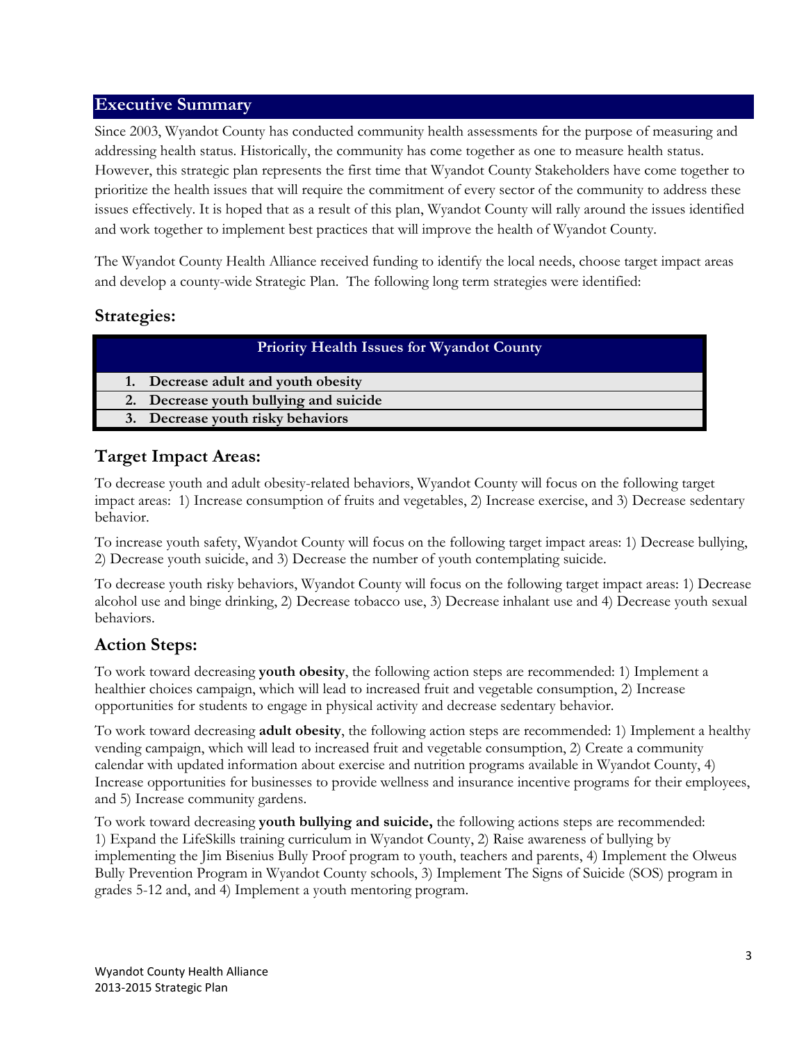## Executive Summary

Since 2003, Wyandot County has conducted community health assessments for the purpose of measuring and addressing health status. Historically, the community has come together as one to measure health status. However, this strategic plan represents the first time that Wyandot County Stakeholders have come together to prioritize the health issues that will require the commitment of every sector of the community to address these issues effectively. It is hoped that as a result of this plan, Wyandot County will rally around the issues identified and work together to implement best practices that will improve the health of Wyandot County.

The Wyandot County Health Alliance received funding to identify the local needs, choose target impact areas and develop a county-wide Strategic Plan. The following long term strategies were identified:

### Strategies:

| Priority Health Issues for Wyandot County |
|---|
| **1. Decrease adult and youth obesity** |
| **2. Decrease youth bullying and suicide** |
| **3. Decrease youth risky behaviors** |

### Target Impact Areas:

To decrease youth and adult obesity-related behaviors, Wyandot County will focus on the following target impact areas: 1) Increase consumption of fruits and vegetables, 2) Increase exercise, and 3) Decrease sedentary behavior.

To increase youth safety, Wyandot County will focus on the following target impact areas: 1) Decrease bullying, 2) Decrease youth suicide, and 3) Decrease the number of youth contemplating suicide.

To decrease youth risky behaviors, Wyandot County will focus on the following target impact areas: 1) Decrease alcohol use and binge drinking, 2) Decrease tobacco use, 3) Decrease inhalant use and 4) Decrease youth sexual behaviors.

### Action Steps:

To work toward decreasing **youth obesity**, the following action steps are recommended: 1) Implement a healthier choices campaign, which will lead to increased fruit and vegetable consumption, 2) Increase opportunities for students to engage in physical activity and decrease sedentary behavior.

To work toward decreasing **adult obesity**, the following action steps are recommended: 1) Implement a healthy vending campaign, which will lead to increased fruit and vegetable consumption, 2) Create a community calendar with updated information about exercise and nutrition programs available in Wyandot County, 4) Increase opportunities for businesses to provide wellness and insurance incentive programs for their employees, and 5) Increase community gardens.

To work toward decreasing **youth bullying and suicide,** the following actions steps are recommended: 1) Expand the LifeSkills training curriculum in Wyandot County, 2) Raise awareness of bullying by implementing the Jim Bisenius Bully Proof program to youth, teachers and parents, 4) Implement the Olweus Bully Prevention Program in Wyandot County schools, 3) Implement The Signs of Suicide (SOS) program in grades 5-12 and, and 4) Implement a youth mentoring program.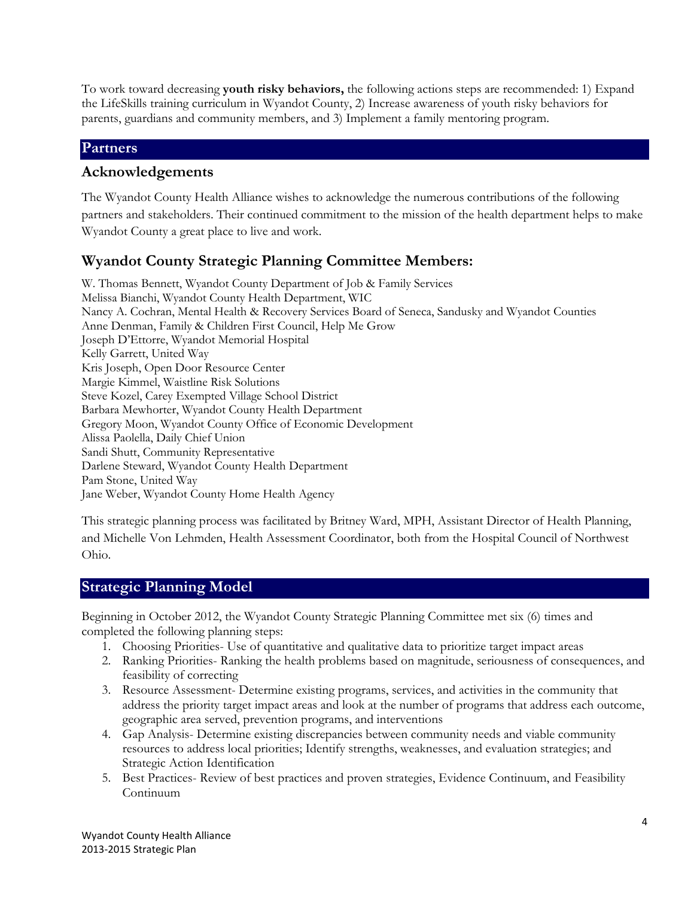To work toward decreasing **youth risky behaviors,** the following actions steps are recommended: 1) Expand the LifeSkills training curriculum in Wyandot County, 2) Increase awareness of youth risky behaviors for parents, guardians and community members, and 3) Implement a family mentoring program.

## Partners

### Acknowledgements

The Wyandot County Health Alliance wishes to acknowledge the numerous contributions of the following partners and stakeholders. Their continued commitment to the mission of the health department helps to make Wyandot County a great place to live and work.

### Wyandot County Strategic Planning Committee Members:

W. Thomas Bennett, Wyandot County Department of Job & Family Services
Melissa Bianchi, Wyandot County Health Department, WIC
Nancy A. Cochran, Mental Health & Recovery Services Board of Seneca, Sandusky and Wyandot Counties
Anne Denman, Family & Children First Council, Help Me Grow
Joseph D'Ettorre, Wyandot Memorial Hospital
Kelly Garrett, United Way
Kris Joseph, Open Door Resource Center
Margie Kimmel, Waistline Risk Solutions
Steve Kozel, Carey Exempted Village School District
Barbara Mewhorter, Wyandot County Health Department
Gregory Moon, Wyandot County Office of Economic Development
Alissa Paolella, Daily Chief Union
Sandi Shutt, Community Representative
Darlene Steward, Wyandot County Health Department
Pam Stone, United Way
Jane Weber, Wyandot County Home Health Agency

This strategic planning process was facilitated by Britney Ward, MPH, Assistant Director of Health Planning, and Michelle Von Lehmden, Health Assessment Coordinator, both from the Hospital Council of Northwest Ohio.

## Strategic Planning Model

Beginning in October 2012, the Wyandot County Strategic Planning Committee met six (6) times and completed the following planning steps:

1. Choosing Priorities- Use of quantitative and qualitative data to prioritize target impact areas
2. Ranking Priorities- Ranking the health problems based on magnitude, seriousness of consequences, and feasibility of correcting
3. Resource Assessment- Determine existing programs, services, and activities in the community that address the priority target impact areas and look at the number of programs that address each outcome, geographic area served, prevention programs, and interventions
4. Gap Analysis- Determine existing discrepancies between community needs and viable community resources to address local priorities; Identify strengths, weaknesses, and evaluation strategies; and Strategic Action Identification
5. Best Practices- Review of best practices and proven strategies, Evidence Continuum, and Feasibility Continuum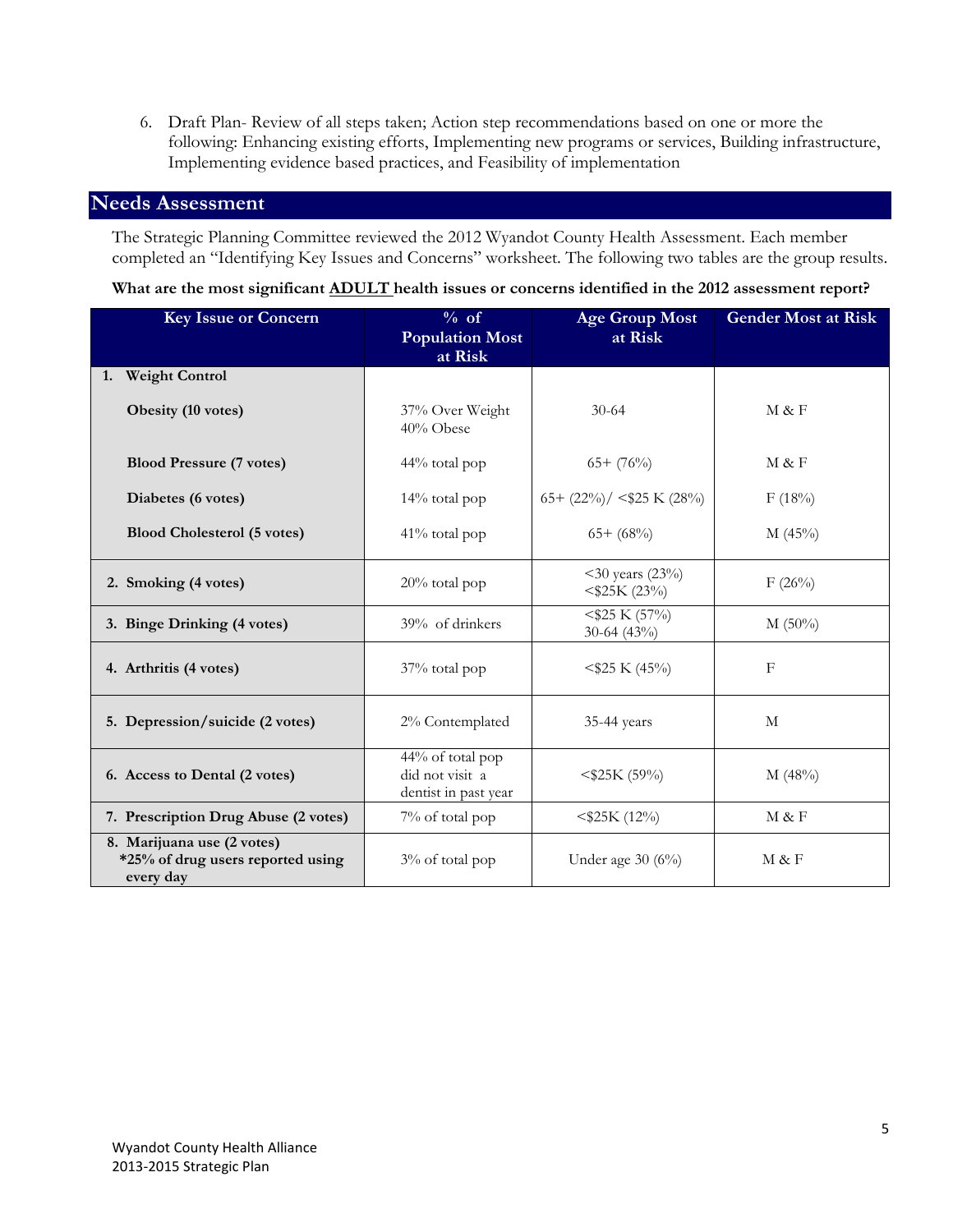6. Draft Plan- Review of all steps taken; Action step recommendations based on one or more the following: Enhancing existing efforts, Implementing new programs or services, Building infrastructure, Implementing evidence based practices, and Feasibility of implementation

## Needs Assessment

The Strategic Planning Committee reviewed the 2012 Wyandot County Health Assessment. Each member completed an "Identifying Key Issues and Concerns" worksheet. The following two tables are the group results.

**What are the most significant ADULT health issues or concerns identified in the 2012 assessment report?**

| Key Issue or Concern | % of Population Most at Risk | Age Group Most at Risk | Gender Most at Risk |
|---|---|---|---|
| **1. Weight Control** | | | |
| **Obesity (10 votes)** | 37% Over Weight 40% Obese | 30-64 | M & F |
| **Blood Pressure (7 votes)** | 44% total pop | 65+ (76%) | M & F |
| **Diabetes (6 votes)** | 14% total pop | 65+ (22%)/ <$25 K (28%) | F (18%) |
| **Blood Cholesterol (5 votes)** | 41% total pop | 65+ (68%) | M (45%) |
| **2. Smoking (4 votes)** | 20% total pop | <30 years (23%) <$25K (23%) | F (26%) |
| **3. Binge Drinking (4 votes)** | 39% of drinkers | <$25 K (57%) 30-64 (43%) | M (50%) |
| **4. Arthritis (4 votes)** | 37% total pop | <$25 K (45%) | F |
| **5. Depression/suicide (2 votes)** | 2% Contemplated | 35-44 years | M |
| **6. Access to Dental (2 votes)** | 44% of total pop did not visit a dentist in past year | <$25K (59%) | M (48%) |
| **7. Prescription Drug Abuse (2 votes)** | 7% of total pop | <$25K (12%) | M & F |
| **8. Marijuana use (2 votes) *25% of drug users reported using every day** | 3% of total pop | Under age 30 (6%) | M & F |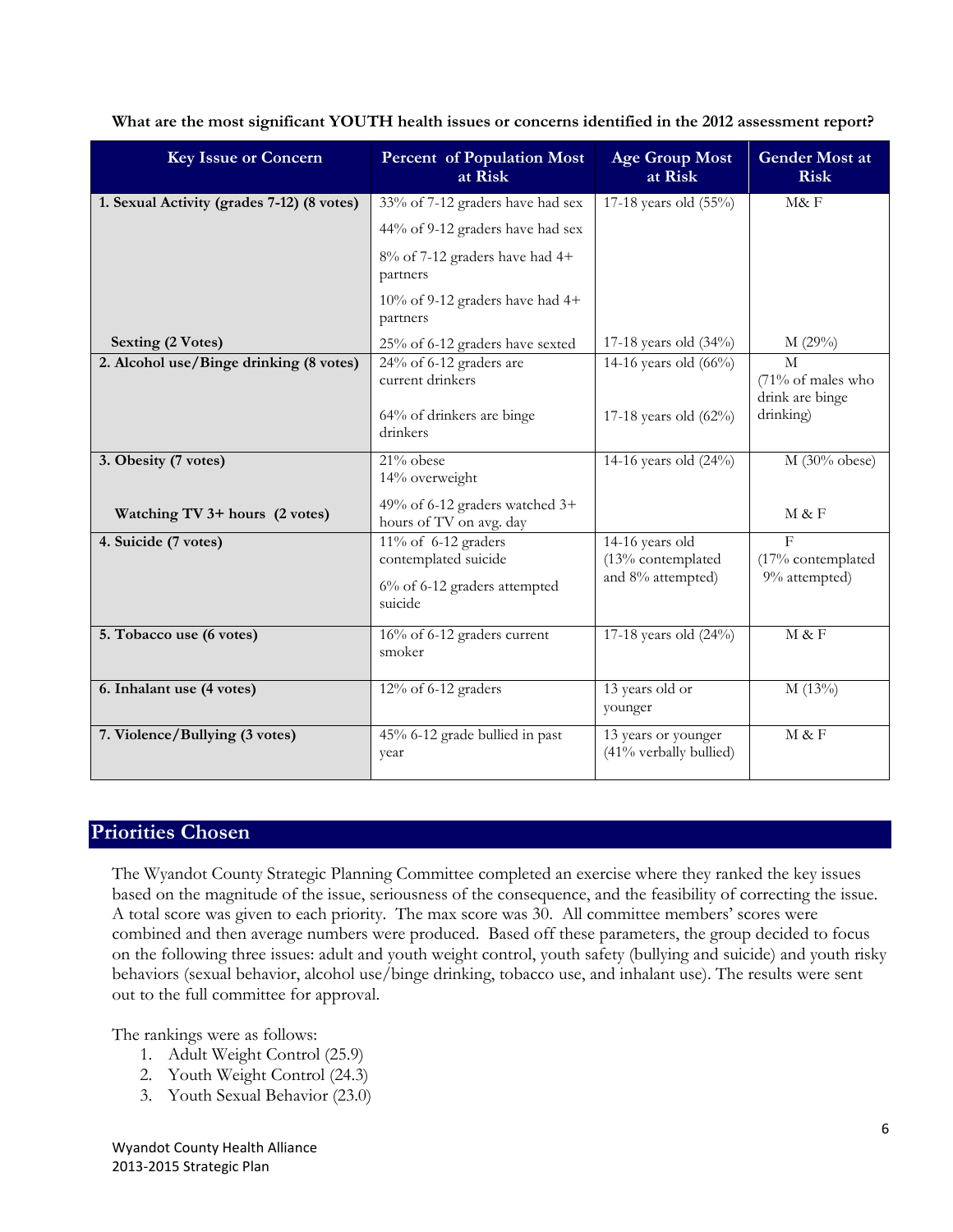**What are the most significant YOUTH health issues or concerns identified in the 2012 assessment report?**

| Key Issue or Concern | Percent of Population Most at Risk | Age Group Most at Risk | Gender Most at Risk |
|---|---|---|---|
| **1. Sexual Activity (grades 7-12) (8 votes)** | 33% of 7-12 graders have had sex<br>44% of 9-12 graders have had sex<br>8% of 7-12 graders have had 4+ partners<br>10% of 9-12 graders have had 4+ partners | 17-18 years old (55%) | M& F |
| **Sexting (2 Votes)** | 25% of 6-12 graders have sexted | 17-18 years old (34%) | M (29%) |
| **2. Alcohol use/Binge drinking (8 votes)** | 24% of 6-12 graders are current drinkers<br>64% of drinkers are binge drinkers | 14-16 years old (66%)<br>17-18 years old (62%) | M<br>(71% of males who drink are binge drinking) |
| **3. Obesity (7 votes)** | 21% obese<br>14% overweight | 14-16 years old (24%) | M (30% obese) |
| **Watching TV 3+ hours (2 votes)** | 49% of 6-12 graders watched 3+ hours of TV on avg. day | | M & F |
| **4. Suicide (7 votes)** | 11% of 6-12 graders contemplated suicide<br>6% of 6-12 graders attempted suicide | 14-16 years old (13% contemplated and 8% attempted) | F<br>(17% contemplated 9% attempted) |
| **5. Tobacco use (6 votes)** | 16% of 6-12 graders current smoker | 17-18 years old (24%) | M & F |
| **6. Inhalant use (4 votes)** | 12% of 6-12 graders | 13 years old or younger | M (13%) |
| **7. Violence/Bullying (3 votes)** | 45% 6-12 grade bullied in past year | 13 years or younger (41% verbally bullied) | M & F |

## Priorities Chosen

The Wyandot County Strategic Planning Committee completed an exercise where they ranked the key issues based on the magnitude of the issue, seriousness of the consequence, and the feasibility of correcting the issue. A total score was given to each priority. The max score was 30. All committee members' scores were combined and then average numbers were produced. Based off these parameters, the group decided to focus on the following three issues: adult and youth weight control, youth safety (bullying and suicide) and youth risky behaviors (sexual behavior, alcohol use/binge drinking, tobacco use, and inhalant use). The results were sent out to the full committee for approval.

The rankings were as follows:

1. Adult Weight Control (25.9)
2. Youth Weight Control (24.3)
3. Youth Sexual Behavior (23.0)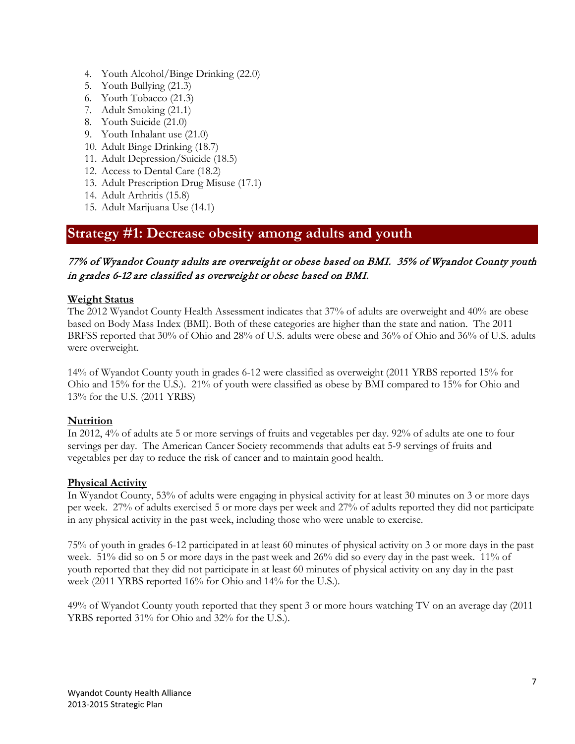4. Youth Alcohol/Binge Drinking (22.0)
5. Youth Bullying (21.3)
6. Youth Tobacco (21.3)
7. Adult Smoking (21.1)
8. Youth Suicide (21.0)
9. Youth Inhalant use (21.0)
10. Adult Binge Drinking (18.7)
11. Adult Depression/Suicide (18.5)
12. Access to Dental Care (18.2)
13. Adult Prescription Drug Misuse (17.1)
14. Adult Arthritis (15.8)
15. Adult Marijuana Use (14.1)

## Strategy #1: Decrease obesity among adults and youth

*77% of Wyandot County adults are overweight or obese based on BMI. 35% of Wyandot County youth in grades 6-12 are classified as overweight or obese based on BMI.*

**Weight Status**

The 2012 Wyandot County Health Assessment indicates that 37% of adults are overweight and 40% are obese based on Body Mass Index (BMI). Both of these categories are higher than the state and nation. The 2011 BRFSS reported that 30% of Ohio and 28% of U.S. adults were obese and 36% of Ohio and 36% of U.S. adults were overweight.

14% of Wyandot County youth in grades 6-12 were classified as overweight (2011 YRBS reported 15% for Ohio and 15% for the U.S.). 21% of youth were classified as obese by BMI compared to 15% for Ohio and 13% for the U.S. (2011 YRBS)

**Nutrition**

In 2012, 4% of adults ate 5 or more servings of fruits and vegetables per day. 92% of adults ate one to four servings per day. The American Cancer Society recommends that adults eat 5-9 servings of fruits and vegetables per day to reduce the risk of cancer and to maintain good health.

**Physical Activity**

In Wyandot County, 53% of adults were engaging in physical activity for at least 30 minutes on 3 or more days per week. 27% of adults exercised 5 or more days per week and 27% of adults reported they did not participate in any physical activity in the past week, including those who were unable to exercise.

75% of youth in grades 6-12 participated in at least 60 minutes of physical activity on 3 or more days in the past week. 51% did so on 5 or more days in the past week and 26% did so every day in the past week. 11% of youth reported that they did not participate in at least 60 minutes of physical activity on any day in the past week (2011 YRBS reported 16% for Ohio and 14% for the U.S.).

49% of Wyandot County youth reported that they spent 3 or more hours watching TV on an average day (2011 YRBS reported 31% for Ohio and 32% for the U.S.).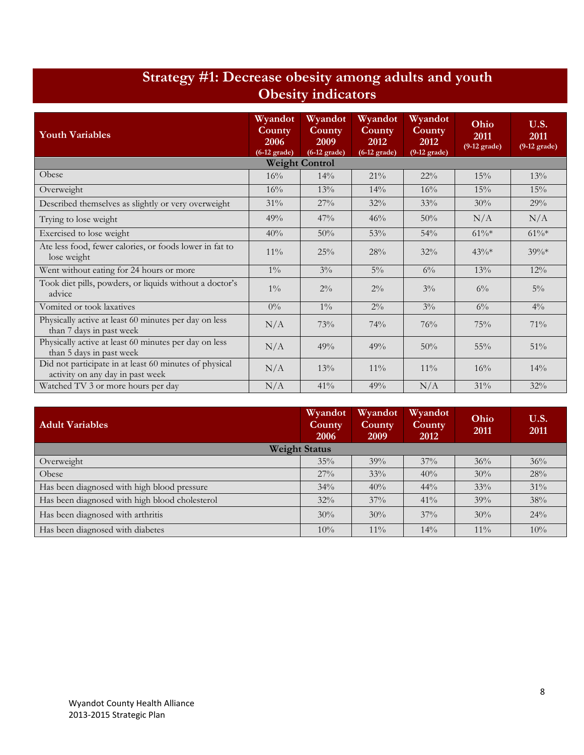## Strategy #1: Decrease obesity among adults and youth
## Obesity indicators

| Youth Variables | Wyandot County 2006 (6-12 grade) | Wyandot County 2009 (6-12 grade) | Wyandot County 2012 (6-12 grade) | Wyandot County 2012 (9-12 grade) | Ohio 2011 (9-12 grade) | U.S. 2011 (9-12 grade) |
|---|---|---|---|---|---|---|
| **Weight Control** | | | | | | |
| Obese | 16% | 14% | 21% | 22% | 15% | 13% |
| Overweight | 16% | 13% | 14% | 16% | 15% | 15% |
| Described themselves as slightly or very overweight | 31% | 27% | 32% | 33% | 30% | 29% |
| Trying to lose weight | 49% | 47% | 46% | 50% | N/A | N/A |
| Exercised to lose weight | 40% | 50% | 53% | 54% | 61%* | 61%* |
| Ate less food, fewer calories, or foods lower in fat to lose weight | 11% | 25% | 28% | 32% | 43%* | 39%* |
| Went without eating for 24 hours or more | 1% | 3% | 5% | 6% | 13% | 12% |
| Took diet pills, powders, or liquids without a doctor's advice | 1% | 2% | 2% | 3% | 6% | 5% |
| Vomited or took laxatives | 0% | 1% | 2% | 3% | 6% | 4% |
| Physically active at least 60 minutes per day on less than 7 days in past week | N/A | 73% | 74% | 76% | 75% | 71% |
| Physically active at least 60 minutes per day on less than 5 days in past week | N/A | 49% | 49% | 50% | 55% | 51% |
| Did not participate in at least 60 minutes of physical activity on any day in past week | N/A | 13% | 11% | 11% | 16% | 14% |
| Watched TV 3 or more hours per day | N/A | 41% | 49% | N/A | 31% | 32% |

| Adult Variables | Wyandot County 2006 | Wyandot County 2009 | Wyandot County 2012 | Ohio 2011 | U.S. 2011 |
|---|---|---|---|---|---|
| **Weight Status** | | | | | |
| Overweight | 35% | 39% | 37% | 36% | 36% |
| Obese | 27% | 33% | 40% | 30% | 28% |
| Has been diagnosed with high blood pressure | 34% | 40% | 44% | 33% | 31% |
| Has been diagnosed with high blood cholesterol | 32% | 37% | 41% | 39% | 38% |
| Has been diagnosed with arthritis | 30% | 30% | 37% | 30% | 24% |
| Has been diagnosed with diabetes | 10% | 11% | 14% | 11% | 10% |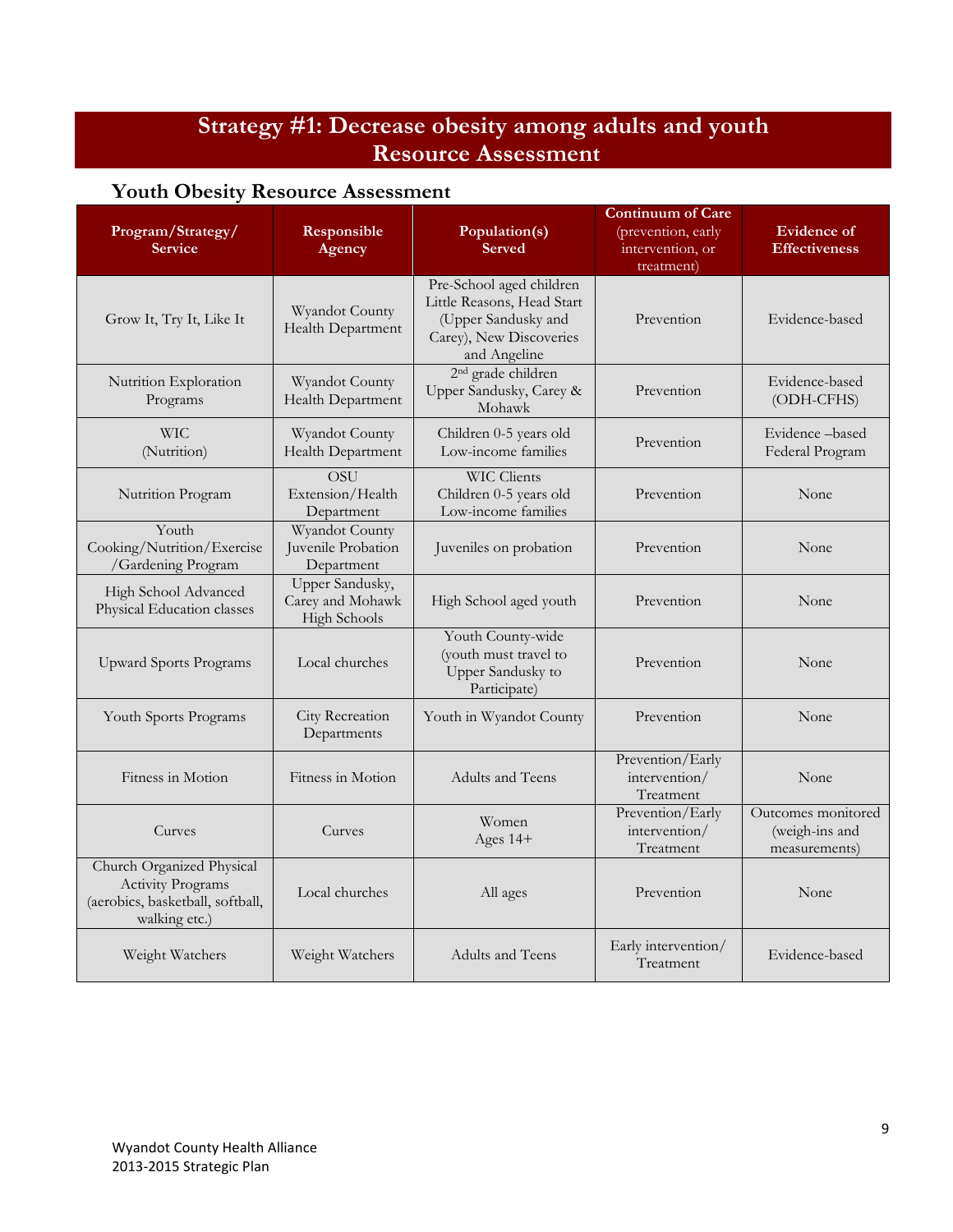# Strategy #1: Decrease obesity among adults and youth Resource Assessment

## Youth Obesity Resource Assessment

| Program/Strategy/ Service | Responsible Agency | Population(s) Served | Continuum of Care (prevention, early intervention, or treatment) | Evidence of Effectiveness |
|---|---|---|---|---|
| Grow It, Try It, Like It | Wyandot County Health Department | Pre-School aged children Little Reasons, Head Start (Upper Sandusky and Carey), New Discoveries and Angeline | Prevention | Evidence-based |
| Nutrition Exploration Programs | Wyandot County Health Department | 2nd grade children Upper Sandusky, Carey & Mohawk | Prevention | Evidence-based (ODH-CFHS) |
| WIC (Nutrition) | Wyandot County Health Department | Children 0-5 years old Low-income families | Prevention | Evidence –based Federal Program |
| Nutrition Program | OSU Extension/Health Department | WIC Clients Children 0-5 years old Low-income families | Prevention | None |
| Youth Cooking/Nutrition/Exercise /Gardening Program | Wyandot County Juvenile Probation Department | Juveniles on probation | Prevention | None |
| High School Advanced Physical Education classes | Upper Sandusky, Carey and Mohawk High Schools | High School aged youth | Prevention | None |
| Upward Sports Programs | Local churches | Youth County-wide (youth must travel to Upper Sandusky to Participate) | Prevention | None |
| Youth Sports Programs | City Recreation Departments | Youth in Wyandot County | Prevention | None |
| Fitness in Motion | Fitness in Motion | Adults and Teens | Prevention/Early intervention/ Treatment | None |
| Curves | Curves | Women Ages 14+ | Prevention/Early intervention/ Treatment | Outcomes monitored (weigh-ins and measurements) |
| Church Organized Physical Activity Programs (aerobics, basketball, softball, walking etc.) | Local churches | All ages | Prevention | None |
| Weight Watchers | Weight Watchers | Adults and Teens | Early intervention/ Treatment | Evidence-based |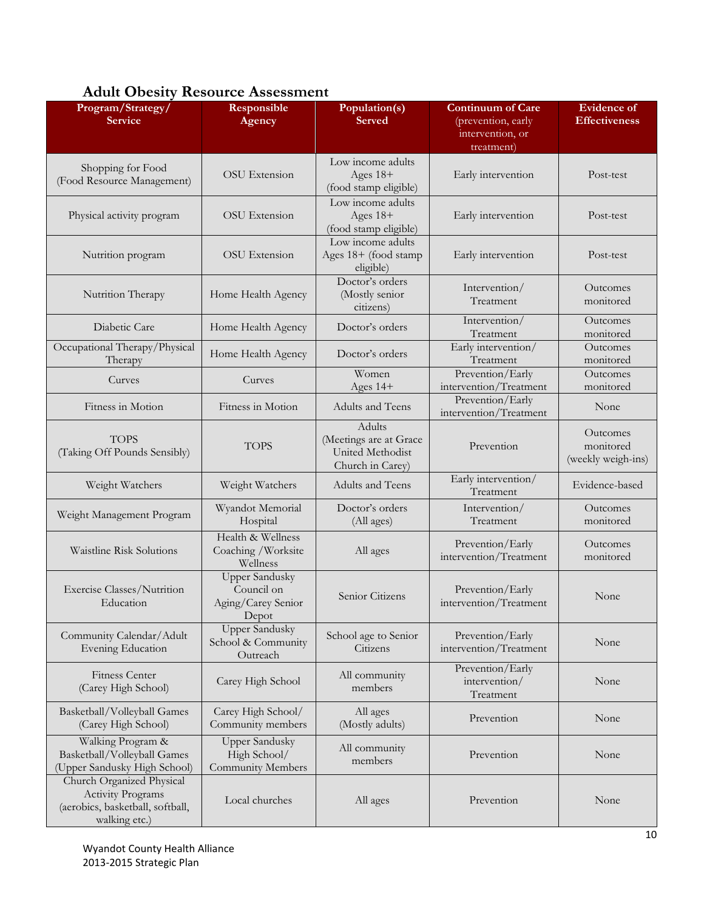## Adult Obesity Resource Assessment

| Program/Strategy/ Service | Responsible Agency | Population(s) Served | Continuum of Care (prevention, early intervention, or treatment) | Evidence of Effectiveness |
|---|---|---|---|---|
| Shopping for Food (Food Resource Management) | OSU Extension | Low income adults Ages 18+ (food stamp eligible) | Early intervention | Post-test |
| Physical activity program | OSU Extension | Low income adults Ages 18+ (food stamp eligible) | Early intervention | Post-test |
| Nutrition program | OSU Extension | Low income adults Ages 18+ (food stamp eligible) | Early intervention | Post-test |
| Nutrition Therapy | Home Health Agency | Doctor's orders (Mostly senior citizens) | Intervention/ Treatment | Outcomes monitored |
| Diabetic Care | Home Health Agency | Doctor's orders | Intervention/ Treatment | Outcomes monitored |
| Occupational Therapy/Physical Therapy | Home Health Agency | Doctor's orders | Early intervention/ Treatment | Outcomes monitored |
| Curves | Curves | Women Ages 14+ | Prevention/Early intervention/Treatment | Outcomes monitored |
| Fitness in Motion | Fitness in Motion | Adults and Teens | Prevention/Early intervention/Treatment | None |
| TOPS (Taking Off Pounds Sensibly) | TOPS | Adults (Meetings are at Grace United Methodist Church in Carey) | Prevention | Outcomes monitored (weekly weigh-ins) |
| Weight Watchers | Weight Watchers | Adults and Teens | Early intervention/ Treatment | Evidence-based |
| Weight Management Program | Wyandot Memorial Hospital | Doctor's orders (All ages) | Intervention/ Treatment | Outcomes monitored |
| Waistline Risk Solutions | Health & Wellness Coaching /Worksite Wellness | All ages | Prevention/Early intervention/Treatment | Outcomes monitored |
| Exercise Classes/Nutrition Education | Upper Sandusky Council on Aging/Carey Senior Depot | Senior Citizens | Prevention/Early intervention/Treatment | None |
| Community Calendar/Adult Evening Education | Upper Sandusky School & Community Outreach | School age to Senior Citizens | Prevention/Early intervention/Treatment | None |
| Fitness Center (Carey High School) | Carey High School | All community members | Prevention/Early intervention/ Treatment | None |
| Basketball/Volleyball Games (Carey High School) | Carey High School/ Community members | All ages (Mostly adults) | Prevention | None |
| Walking Program & Basketball/Volleyball Games (Upper Sandusky High School) | Upper Sandusky High School/ Community Members | All community members | Prevention | None |
| Church Organized Physical Activity Programs (aerobics, basketball, softball, walking etc.) | Local churches | All ages | Prevention | None |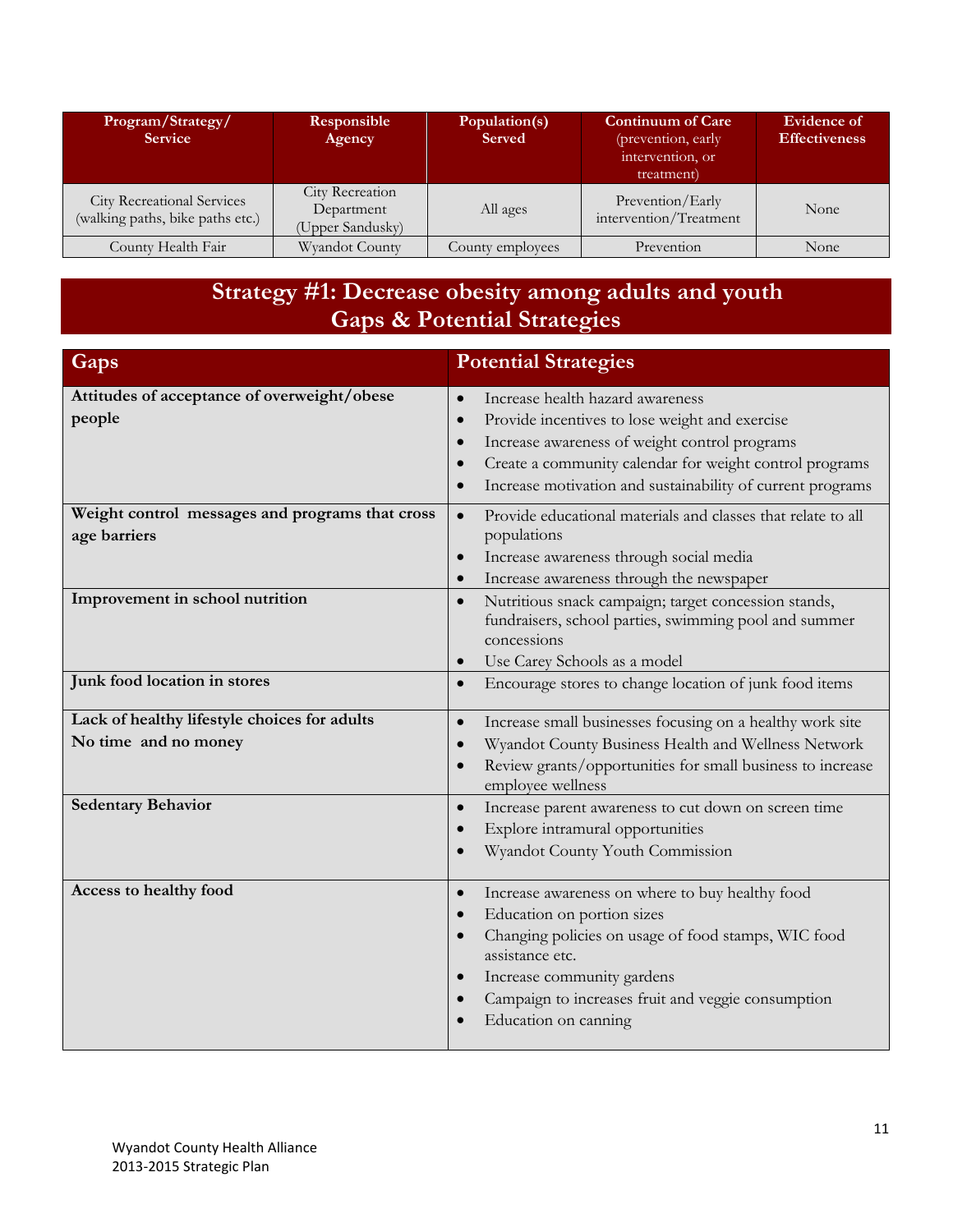| Program/Strategy/ Service | Responsible Agency | Population(s) Served | Continuum of Care (prevention, early intervention, or treatment) | Evidence of Effectiveness |
|---|---|---|---|---|
| City Recreational Services (walking paths, bike paths etc.) | City Recreation Department (Upper Sandusky) | All ages | Prevention/Early intervention/Treatment | None |
| County Health Fair | Wyandot County | County employees | Prevention | None |

## Strategy #1: Decrease obesity among adults and youth Gaps & Potential Strategies

| Gaps | Potential Strategies |
|---|---|
| **Attitudes of acceptance of overweight/obese people** | • Increase health hazard awareness<br>• Provide incentives to lose weight and exercise<br>• Increase awareness of weight control programs<br>• Create a community calendar for weight control programs<br>• Increase motivation and sustainability of current programs |
| **Weight control messages and programs that cross age barriers** | • Provide educational materials and classes that relate to all populations<br>• Increase awareness through social media<br>• Increase awareness through the newspaper |
| **Improvement in school nutrition** | • Nutritious snack campaign; target concession stands, fundraisers, school parties, swimming pool and summer concessions<br>• Use Carey Schools as a model |
| **Junk food location in stores** | • Encourage stores to change location of junk food items |
| **Lack of healthy lifestyle choices for adults**<br>**No time and no money** | • Increase small businesses focusing on a healthy work site<br>• Wyandot County Business Health and Wellness Network<br>• Review grants/opportunities for small business to increase employee wellness |
| **Sedentary Behavior** | • Increase parent awareness to cut down on screen time<br>• Explore intramural opportunities<br>• Wyandot County Youth Commission |
| **Access to healthy food** | • Increase awareness on where to buy healthy food<br>• Education on portion sizes<br>• Changing policies on usage of food stamps, WIC food assistance etc.<br>• Increase community gardens<br>• Campaign to increases fruit and veggie consumption<br>• Education on canning |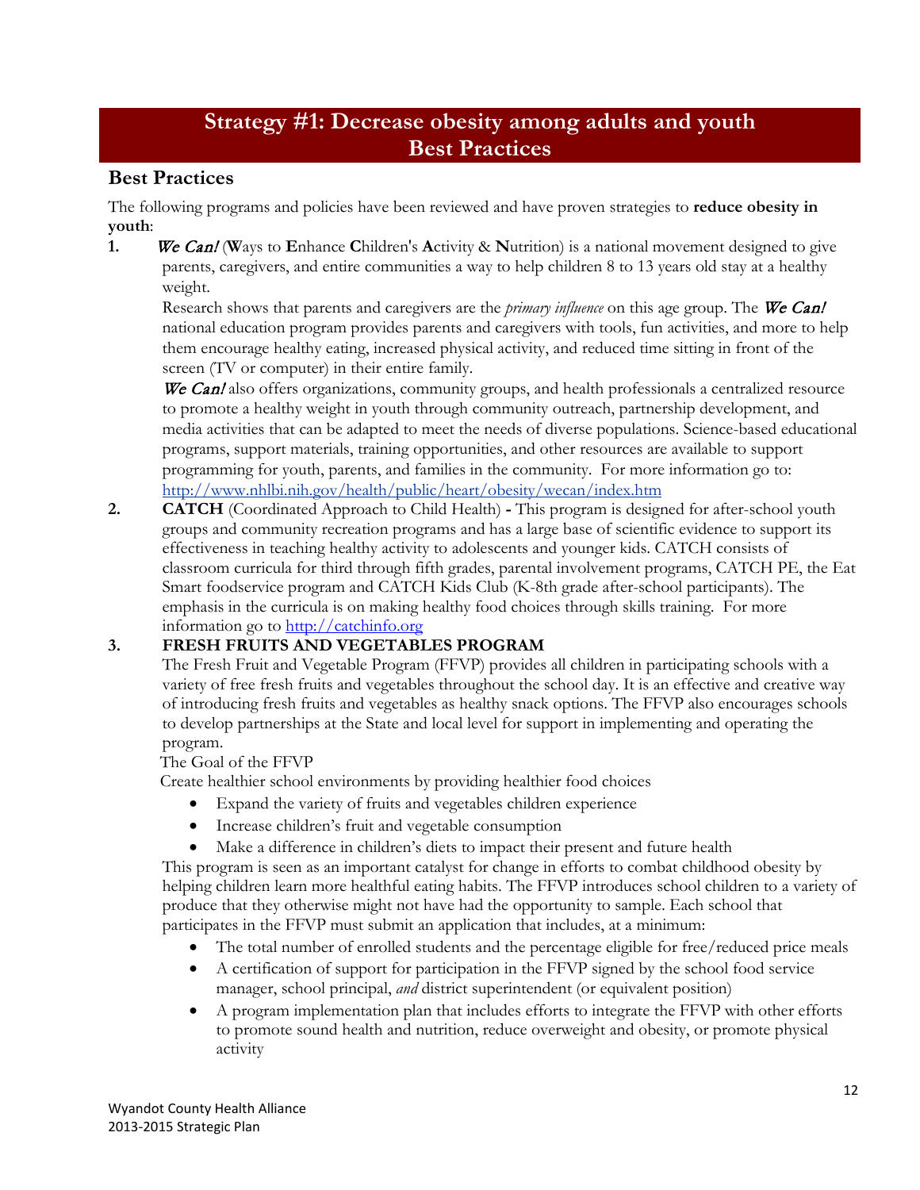# Strategy #1: Decrease obesity among adults and youth
# Best Practices

## Best Practices

The following programs and policies have been reviewed and have proven strategies to **reduce obesity in youth**:

1. ***We Can!*** (**W**ays to **E**nhance **C**hildren's **A**ctivity & **N**utrition) is a national movement designed to give parents, caregivers, and entire communities a way to help children 8 to 13 years old stay at a healthy weight.

   Research shows that parents and caregivers are the *primary influence* on this age group. The *We Can!* national education program provides parents and caregivers with tools, fun activities, and more to help them encourage healthy eating, increased physical activity, and reduced time sitting in front of the screen (TV or computer) in their entire family.

   *We Can!* also offers organizations, community groups, and health professionals a centralized resource to promote a healthy weight in youth through community outreach, partnership development, and media activities that can be adapted to meet the needs of diverse populations. Science-based educational programs, support materials, training opportunities, and other resources are available to support programming for youth, parents, and families in the community. For more information go to: http://www.nhlbi.nih.gov/health/public/heart/obesity/wecan/index.htm

2. **CATCH** (Coordinated Approach to Child Health) **-** This program is designed for after-school youth groups and community recreation programs and has a large base of scientific evidence to support its effectiveness in teaching healthy activity to adolescents and younger kids. CATCH consists of classroom curricula for third through fifth grades, parental involvement programs, CATCH PE, the Eat Smart foodservice program and CATCH Kids Club (K-8th grade after-school participants). The emphasis in the curricula is on making healthy food choices through skills training. For more information go to http://catchinfo.org

3. **FRESH FRUITS AND VEGETABLES PROGRAM**

   The Fresh Fruit and Vegetable Program (FFVP) provides all children in participating schools with a variety of free fresh fruits and vegetables throughout the school day. It is an effective and creative way of introducing fresh fruits and vegetables as healthy snack options. The FFVP also encourages schools to develop partnerships at the State and local level for support in implementing and operating the program.

   The Goal of the FFVP

   Create healthier school environments by providing healthier food choices

   - Expand the variety of fruits and vegetables children experience
   - Increase children's fruit and vegetable consumption
   - Make a difference in children's diets to impact their present and future health

   This program is seen as an important catalyst for change in efforts to combat childhood obesity by helping children learn more healthful eating habits. The FFVP introduces school children to a variety of produce that they otherwise might not have had the opportunity to sample. Each school that participates in the FFVP must submit an application that includes, at a minimum:

   - The total number of enrolled students and the percentage eligible for free/reduced price meals
   - A certification of support for participation in the FFVP signed by the school food service manager, school principal, *and* district superintendent (or equivalent position)
   - A program implementation plan that includes efforts to integrate the FFVP with other efforts to promote sound health and nutrition, reduce overweight and obesity, or promote physical activity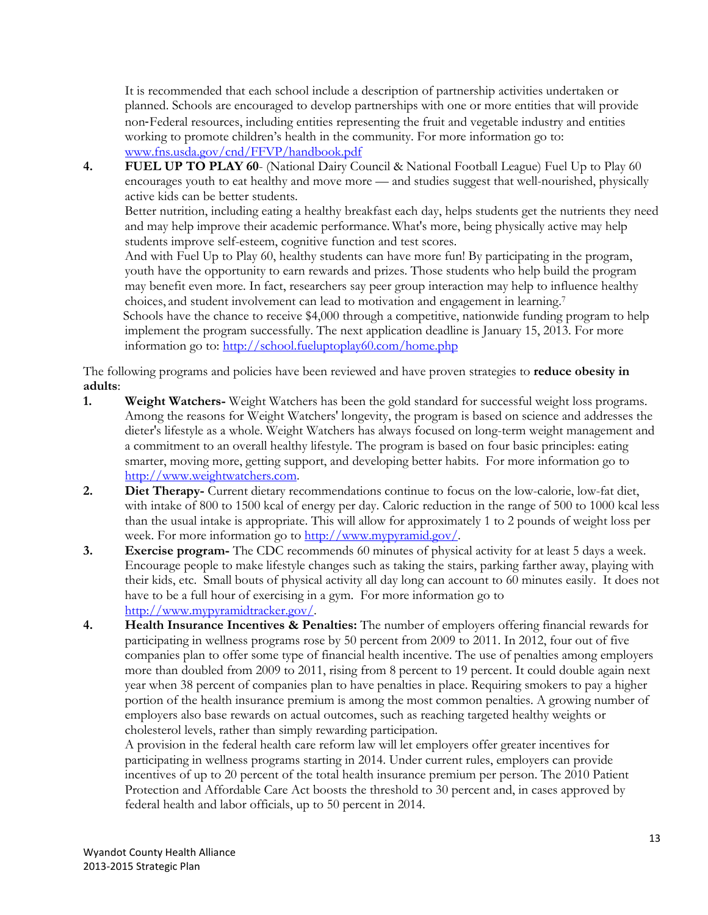It is recommended that each school include a description of partnership activities undertaken or planned. Schools are encouraged to develop partnerships with one or more entities that will provide non-Federal resources, including entities representing the fruit and vegetable industry and entities working to promote children's health in the community. For more information go to: [www.fns.usda.gov/cnd/FFVP/handbook.pdf](www.fns.usda.gov/cnd/FFVP/handbook.pdf)

4. **FUEL UP TO PLAY 60**- (National Dairy Council & National Football League) Fuel Up to Play 60 encourages youth to eat healthy and move more — and studies suggest that well-nourished, physically active kids can be better students.
   Better nutrition, including eating a healthy breakfast each day, helps students get the nutrients they need and may help improve their academic performance. What's more, being physically active may help students improve self-esteem, cognitive function and test scores.
   And with Fuel Up to Play 60, healthy students can have more fun! By participating in the program, youth have the opportunity to earn rewards and prizes. Those students who help build the program may benefit even more. In fact, researchers say peer group interaction may help to influence healthy choices, and student involvement can lead to motivation and engagement in learning.[7]
   Schools have the chance to receive $4,000 through a competitive, nationwide funding program to help implement the program successfully. The next application deadline is January 15, 2013. For more information go to: [http://school.fueluptoplay60.com/home.php](http://school.fueluptoplay60.com/home.php)

The following programs and policies have been reviewed and have proven strategies to **reduce obesity in adults**:

1. **Weight Watchers-** Weight Watchers has been the gold standard for successful weight loss programs. Among the reasons for Weight Watchers' longevity, the program is based on science and addresses the dieter's lifestyle as a whole. Weight Watchers has always focused on long-term weight management and a commitment to an overall healthy lifestyle. The program is based on four basic principles: eating smarter, moving more, getting support, and developing better habits. For more information go to [http://www.weightwatchers.com](http://www.weightwatchers.com).
2. **Diet Therapy-** Current dietary recommendations continue to focus on the low-calorie, low-fat diet, with intake of 800 to 1500 kcal of energy per day. Caloric reduction in the range of 500 to 1000 kcal less than the usual intake is appropriate. This will allow for approximately 1 to 2 pounds of weight loss per week. For more information go to [http://www.mypyramid.gov/](http://www.mypyramid.gov/).
3. **Exercise program-** The CDC recommends 60 minutes of physical activity for at least 5 days a week. Encourage people to make lifestyle changes such as taking the stairs, parking farther away, playing with their kids, etc. Small bouts of physical activity all day long can account to 60 minutes easily. It does not have to be a full hour of exercising in a gym. For more information go to [http://www.mypyramidtracker.gov/](http://www.mypyramidtracker.gov/).
4. **Health Insurance Incentives & Penalties:** The number of employers offering financial rewards for participating in wellness programs rose by 50 percent from 2009 to 2011. In 2012, four out of five companies plan to offer some type of financial health incentive. The use of penalties among employers more than doubled from 2009 to 2011, rising from 8 percent to 19 percent. It could double again next year when 38 percent of companies plan to have penalties in place. Requiring smokers to pay a higher portion of the health insurance premium is among the most common penalties. A growing number of employers also base rewards on actual outcomes, such as reaching targeted healthy weights or cholesterol levels, rather than simply rewarding participation.
   A provision in the federal health care reform law will let employers offer greater incentives for participating in wellness programs starting in 2014. Under current rules, employers can provide incentives of up to 20 percent of the total health insurance premium per person. The 2010 Patient Protection and Affordable Care Act boosts the threshold to 30 percent and, in cases approved by federal health and labor officials, up to 50 percent in 2014.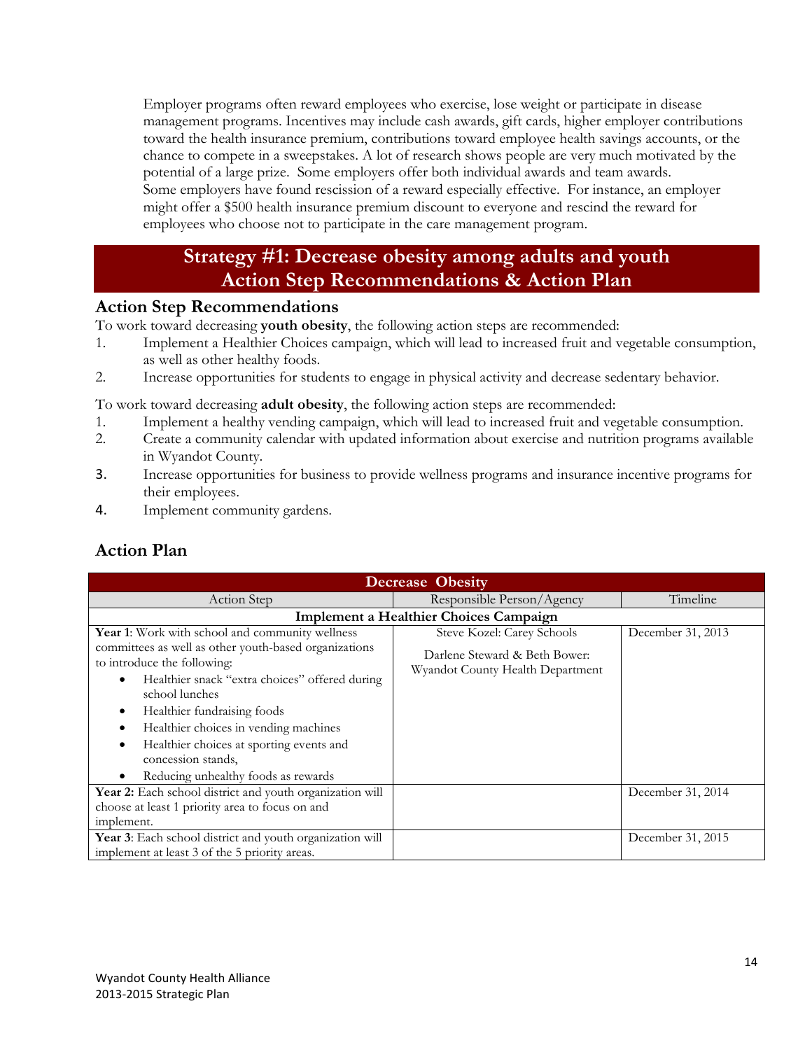Employer programs often reward employees who exercise, lose weight or participate in disease management programs. Incentives may include cash awards, gift cards, higher employer contributions toward the health insurance premium, contributions toward employee health savings accounts, or the chance to compete in a sweepstakes. A lot of research shows people are very much motivated by the potential of a large prize. Some employers offer both individual awards and team awards. Some employers have found rescission of a reward especially effective. For instance, an employer might offer a $500 health insurance premium discount to everyone and rescind the reward for employees who choose not to participate in the care management program.

## Strategy #1: Decrease obesity among adults and youth
## Action Step Recommendations & Action Plan

### Action Step Recommendations

To work toward decreasing **youth obesity**, the following action steps are recommended:

1. Implement a Healthier Choices campaign, which will lead to increased fruit and vegetable consumption, as well as other healthy foods.
2. Increase opportunities for students to engage in physical activity and decrease sedentary behavior.

To work toward decreasing **adult obesity**, the following action steps are recommended:

1. Implement a healthy vending campaign, which will lead to increased fruit and vegetable consumption.
2. Create a community calendar with updated information about exercise and nutrition programs available in Wyandot County.
3. Increase opportunities for business to provide wellness programs and insurance incentive programs for their employees.
4. Implement community gardens.

### Action Plan

| Decrease Obesity | | |
|---|---|---|
| Action Step | Responsible Person/Agency | Timeline |
| **Implement a Healthier Choices Campaign** | | |
| **Year 1**: Work with school and community wellness committees as well as other youth-based organizations to introduce the following:<br>• Healthier snack "extra choices" offered during school lunches<br>• Healthier fundraising foods<br>• Healthier choices in vending machines<br>• Healthier choices at sporting events and concession stands,<br>• Reducing unhealthy foods as rewards | Steve Kozel: Carey Schools<br><br>Darlene Steward & Beth Bower: Wyandot County Health Department | December 31, 2013 |
| **Year 2:** Each school district and youth organization will choose at least 1 priority area to focus on and implement. | | December 31, 2014 |
| **Year 3**: Each school district and youth organization will implement at least 3 of the 5 priority areas. | | December 31, 2015 |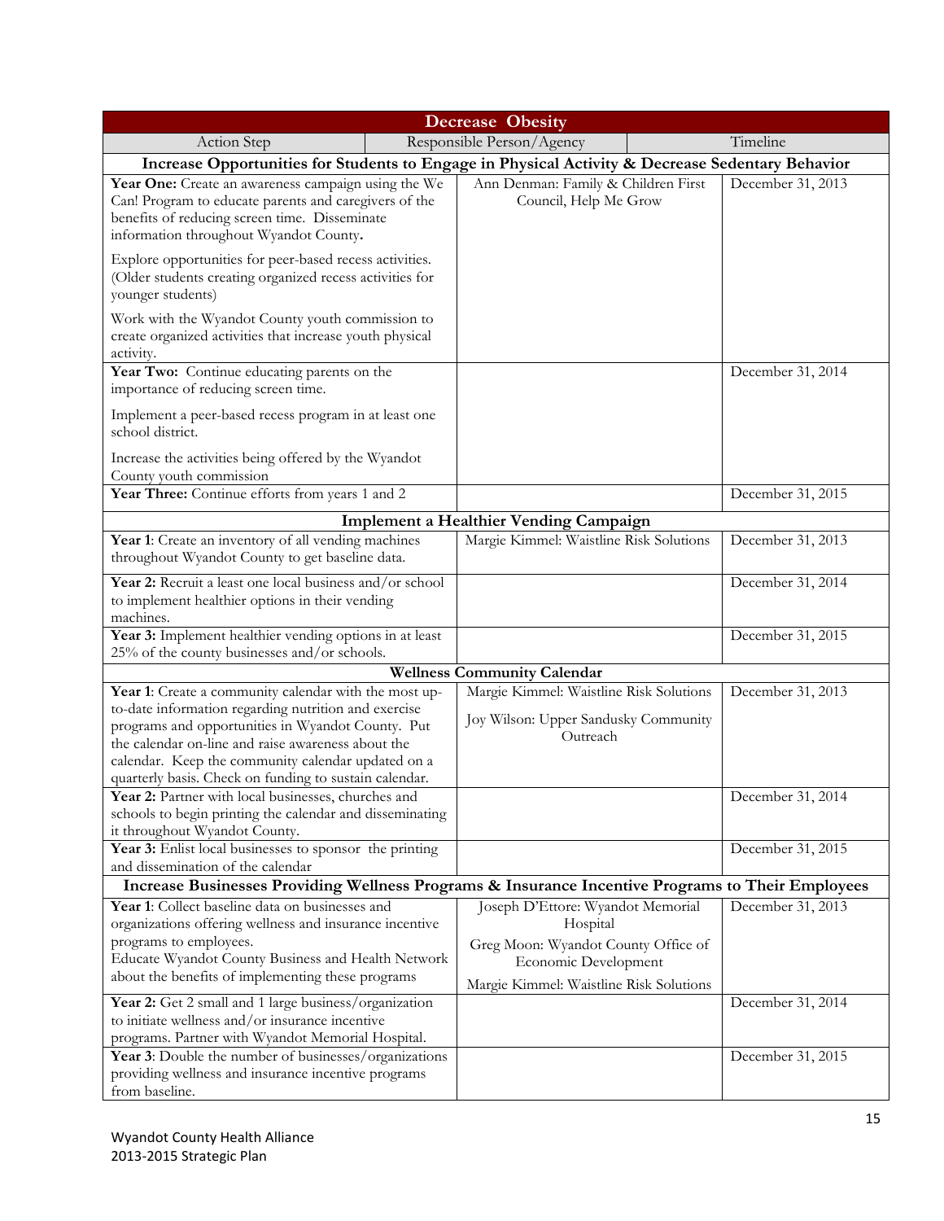| Decrease Obesity | | |
|---|---|---|
| Action Step | Responsible Person/Agency | Timeline |
| **Increase Opportunities for Students to Engage in Physical Activity & Decrease Sedentary Behavior** | | |
| **Year One:** Create an awareness campaign using the We Can! Program to educate parents and caregivers of the benefits of reducing screen time. Disseminate information throughout Wyandot County**.**<br><br>Explore opportunities for peer-based recess activities. (Older students creating organized recess activities for younger students)<br><br>Work with the Wyandot County youth commission to create organized activities that increase youth physical activity. | Ann Denman: Family & Children First Council, Help Me Grow | December 31, 2013 |
| **Year Two:** Continue educating parents on the importance of reducing screen time.<br><br>Implement a peer-based recess program in at least one school district.<br><br>Increase the activities being offered by the Wyandot County youth commission | | December 31, 2014 |
| **Year Three:** Continue efforts from years 1 and 2 | | December 31, 2015 |
| **Implement a Healthier Vending Campaign** | | |
| **Year 1**: Create an inventory of all vending machines throughout Wyandot County to get baseline data. | Margie Kimmel: Waistline Risk Solutions | December 31, 2013 |
| **Year 2:** Recruit a least one local business and/or school to implement healthier options in their vending machines. | | December 31, 2014 |
| **Year 3:** Implement healthier vending options in at least 25% of the county businesses and/or schools. | | December 31, 2015 |
| **Wellness Community Calendar** | | |
| **Year 1**: Create a community calendar with the most up-to-date information regarding nutrition and exercise programs and opportunities in Wyandot County. Put the calendar on-line and raise awareness about the calendar. Keep the community calendar updated on a quarterly basis. Check on funding to sustain calendar. | Margie Kimmel: Waistline Risk Solutions<br><br>Joy Wilson: Upper Sandusky Community Outreach | December 31, 2013 |
| **Year 2:** Partner with local businesses, churches and schools to begin printing the calendar and disseminating it throughout Wyandot County. | | December 31, 2014 |
| **Year 3:** Enlist local businesses to sponsor the printing and dissemination of the calendar | | December 31, 2015 |
| **Increase Businesses Providing Wellness Programs & Insurance Incentive Programs to Their Employees** | | |
| **Year 1**: Collect baseline data on businesses and organizations offering wellness and insurance incentive programs to employees.<br>Educate Wyandot County Business and Health Network about the benefits of implementing these programs | Joseph D'Ettore: Wyandot Memorial Hospital<br><br>Greg Moon: Wyandot County Office of Economic Development<br><br>Margie Kimmel: Waistline Risk Solutions | December 31, 2013 |
| **Year 2:** Get 2 small and 1 large business/organization to initiate wellness and/or insurance incentive programs. Partner with Wyandot Memorial Hospital. | | December 31, 2014 |
| **Year 3**: Double the number of businesses/organizations providing wellness and insurance incentive programs from baseline. | | December 31, 2015 |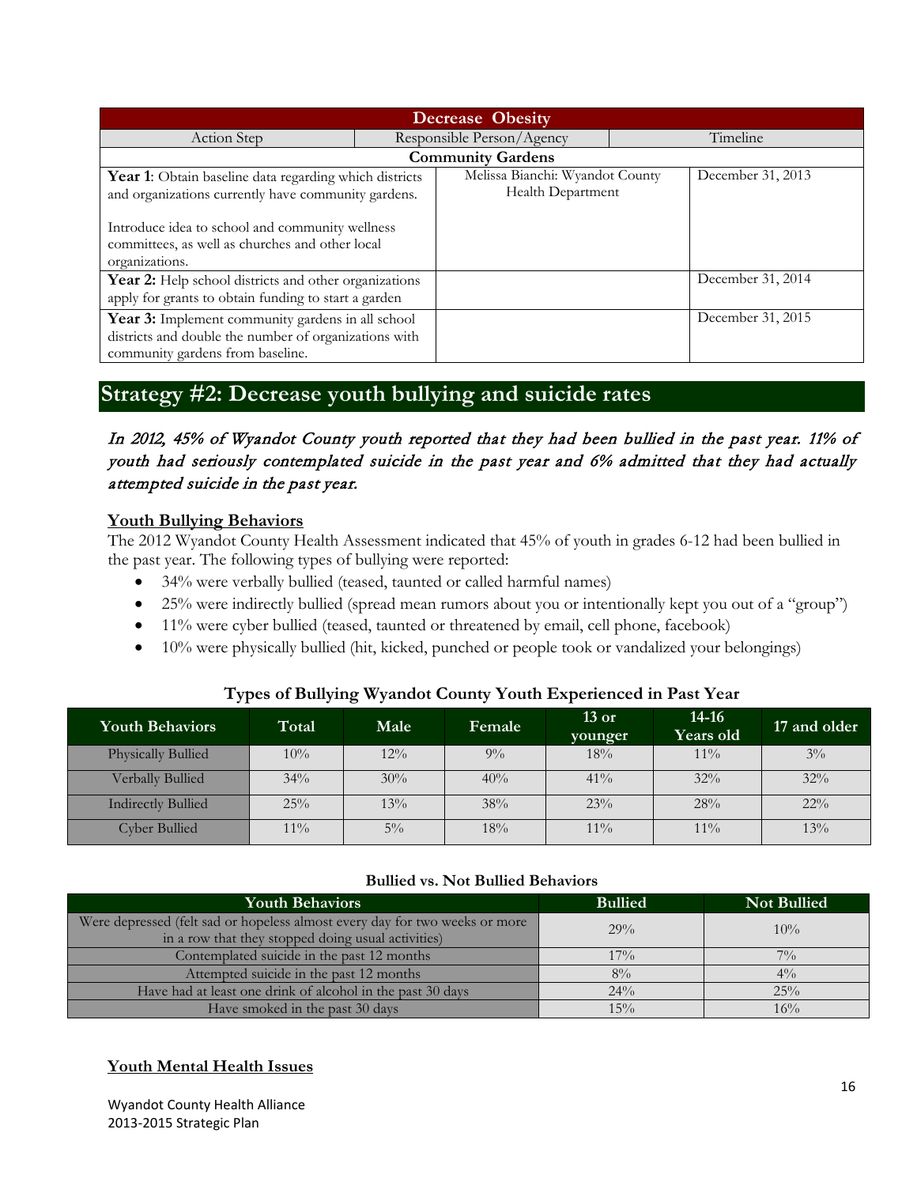| Decrease Obesity | | |
|---|---|---|
| Action Step | Responsible Person/Agency | Timeline |
| **Community Gardens** | | |
| **Year 1**: Obtain baseline data regarding which districts and organizations currently have community gardens.<br><br>Introduce idea to school and community wellness committees, as well as churches and other local organizations. | Melissa Bianchi: Wyandot County Health Department | December 31, 2013 |
| **Year 2:** Help school districts and other organizations apply for grants to obtain funding to start a garden | | December 31, 2014 |
| **Year 3:** Implement community gardens in all school districts and double the number of organizations with community gardens from baseline. | | December 31, 2015 |

## Strategy #2: Decrease youth bullying and suicide rates

*In 2012, 45% of Wyandot County youth reported that they had been bullied in the past year. 11% of youth had seriously contemplated suicide in the past year and 6% admitted that they had actually attempted suicide in the past year.*

### Youth Bullying Behaviors

The 2012 Wyandot County Health Assessment indicated that 45% of youth in grades 6-12 had been bullied in the past year. The following types of bullying were reported:

- 34% were verbally bullied (teased, taunted or called harmful names)
- 25% were indirectly bullied (spread mean rumors about you or intentionally kept you out of a "group")
- 11% were cyber bullied (teased, taunted or threatened by email, cell phone, facebook)
- 10% were physically bullied (hit, kicked, punched or people took or vandalized your belongings)

**Types of Bullying Wyandot County Youth Experienced in Past Year**

| Youth Behaviors | Total | Male | Female | 13 or younger | 14-16 Years old | 17 and older |
|---|---|---|---|---|---|---|
| Physically Bullied | 10% | 12% | 9% | 18% | 11% | 3% |
| Verbally Bullied | 34% | 30% | 40% | 41% | 32% | 32% |
| Indirectly Bullied | 25% | 13% | 38% | 23% | 28% | 22% |
| Cyber Bullied | 11% | 5% | 18% | 11% | 11% | 13% |

**Bullied vs. Not Bullied Behaviors**

| Youth Behaviors | Bullied | Not Bullied |
|---|---|---|
| Were depressed (felt sad or hopeless almost every day for two weeks or more in a row that they stopped doing usual activities) | 29% | 10% |
| Contemplated suicide in the past 12 months | 17% | 7% |
| Attempted suicide in the past 12 months | 8% | 4% |
| Have had at least one drink of alcohol in the past 30 days | 24% | 25% |
| Have smoked in the past 30 days | 15% | 16% |

### Youth Mental Health Issues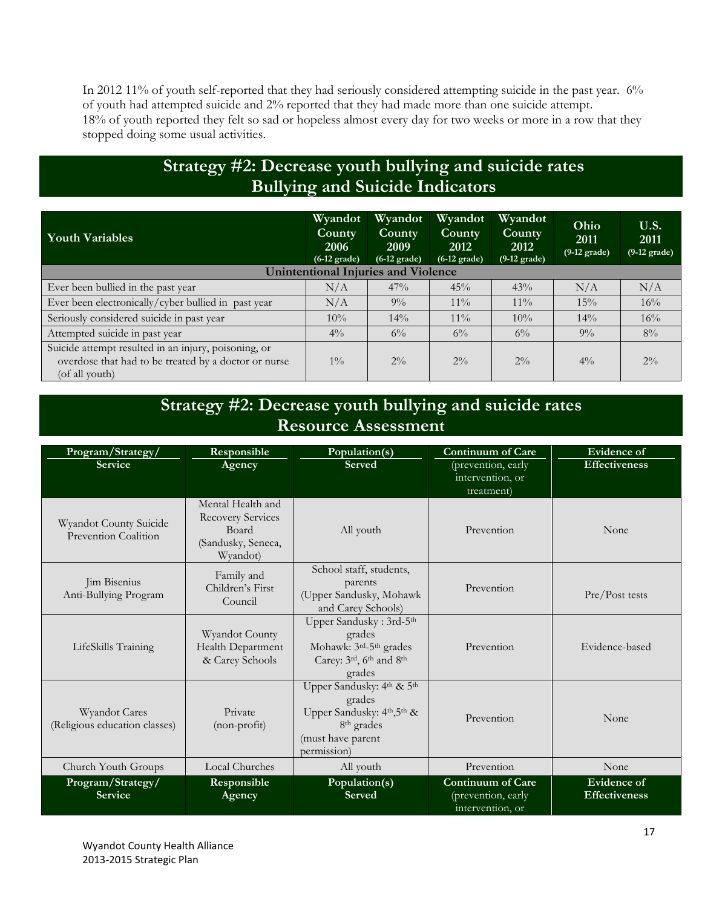In 2012 11% of youth self-reported that they had seriously considered attempting suicide in the past year. 6% of youth had attempted suicide and 2% reported that they had made more than one suicide attempt. 18% of youth reported they felt so sad or hopeless almost every day for two weeks or more in a row that they stopped doing some usual activities.

## Strategy #2: Decrease youth bullying and suicide rates Bullying and Suicide Indicators

| Youth Variables | Wyandot County 2006 (6-12 grade) | Wyandot County 2009 (6-12 grade) | Wyandot County 2012 (6-12 grade) | Wyandot County 2012 (9-12 grade) | Ohio 2011 (9-12 grade) | U.S. 2011 (9-12 grade) |
|---|---|---|---|---|---|---|
| **Unintentional Injuries and Violence** | | | | | | |
| Ever been bullied in the past year | N/A | 47% | 45% | 43% | N/A | N/A |
| Ever been electronically/cyber bullied in past year | N/A | 9% | 11% | 11% | 15% | 16% |
| Seriously considered suicide in past year | 10% | 14% | 11% | 10% | 14% | 16% |
| Attempted suicide in past year | 4% | 6% | 6% | 6% | 9% | 8% |
| Suicide attempt resulted in an injury, poisoning, or overdose that had to be treated by a doctor or nurse (of all youth) | 1% | 2% | 2% | 2% | 4% | 2% |

## Strategy #2: Decrease youth bullying and suicide rates Resource Assessment

| Program/Strategy/ Service | Responsible Agency | Population(s) Served | Continuum of Care (prevention, early intervention, or treatment) | Evidence of Effectiveness |
|---|---|---|---|---|
| Wyandot County Suicide Prevention Coalition | Mental Health and Recovery Services Board (Sandusky, Seneca, Wyandot) | All youth | Prevention | None |
| Jim Bisenius Anti-Bullying Program | Family and Children's First Council | School staff, students, parents (Upper Sandusky, Mohawk and Carey Schools) | Prevention | Pre/Post tests |
| LifeSkills Training | Wyandot County Health Department & Carey Schools | Upper Sandusky : 3rd-5th grades Mohawk: 3rd-5th grades Carey: 3rd, 6th and 8th grades | Prevention | Evidence-based |
| Wyandot Cares (Religious education classes) | Private (non-profit) | Upper Sandusky: 4th & 5th grades Upper Sandusky: 4th, 5th & 8th grades (must have parent permission) | Prevention | None |
| Church Youth Groups | Local Churches | All youth | Prevention | None |
| **Program/Strategy/ Service** | **Responsible Agency** | **Population(s) Served** | **Continuum of Care** (prevention, early intervention, or | **Evidence of Effectiveness** |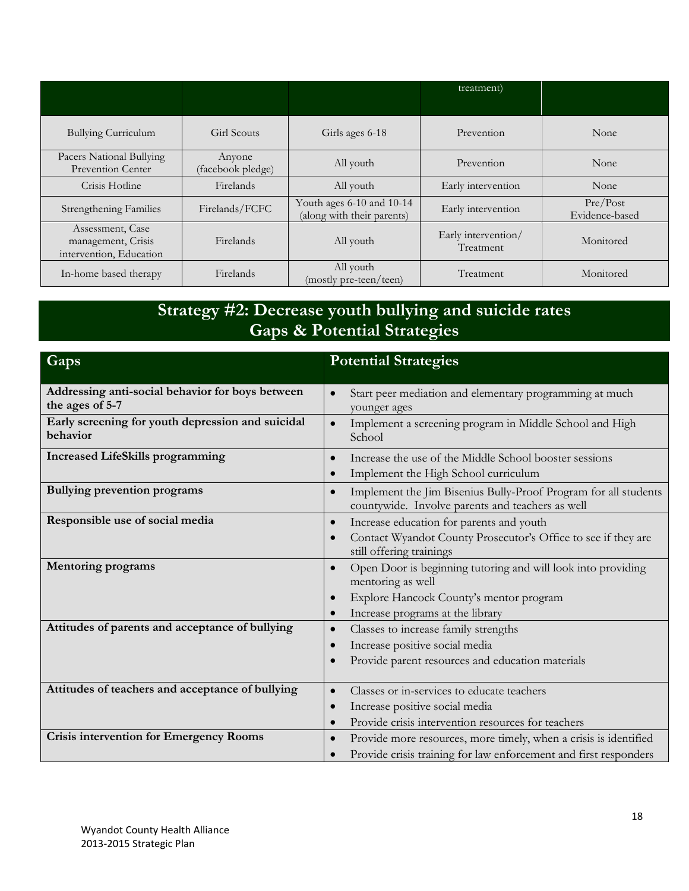| | | | treatment) | |
|---|---|---|---|---|
| Bullying Curriculum | Girl Scouts | Girls ages 6-18 | Prevention | None |
| Pacers National Bullying Prevention Center | Anyone (facebook pledge) | All youth | Prevention | None |
| Crisis Hotline | Firelands | All youth | Early intervention | None |
| Strengthening Families | Firelands/FCFC | Youth ages 6-10 and 10-14 (along with their parents) | Early intervention | Pre/Post Evidence-based |
| Assessment, Case management, Crisis intervention, Education | Firelands | All youth | Early intervention/ Treatment | Monitored |
| In-home based therapy | Firelands | All youth (mostly pre-teen/teen) | Treatment | Monitored |

## Strategy #2: Decrease youth bullying and suicide rates
## Gaps & Potential Strategies

| Gaps | Potential Strategies |
|---|---|
| **Addressing anti-social behavior for boys between the ages of 5-7** | • Start peer mediation and elementary programming at much younger ages |
| **Early screening for youth depression and suicidal behavior** | • Implement a screening program in Middle School and High School |
| **Increased LifeSkills programming** | • Increase the use of the Middle School booster sessions<br>• Implement the High School curriculum |
| **Bullying prevention programs** | • Implement the Jim Bisenius Bully-Proof Program for all students countywide. Involve parents and teachers as well |
| **Responsible use of social media** | • Increase education for parents and youth<br>• Contact Wyandot County Prosecutor's Office to see if they are still offering trainings |
| **Mentoring programs** | • Open Door is beginning tutoring and will look into providing mentoring as well<br>• Explore Hancock County's mentor program<br>• Increase programs at the library |
| **Attitudes of parents and acceptance of bullying** | • Classes to increase family strengths<br>• Increase positive social media<br>• Provide parent resources and education materials |
| **Attitudes of teachers and acceptance of bullying** | • Classes or in-services to educate teachers<br>• Increase positive social media<br>• Provide crisis intervention resources for teachers |
| **Crisis intervention for Emergency Rooms** | • Provide more resources, more timely, when a crisis is identified<br>• Provide crisis training for law enforcement and first responders |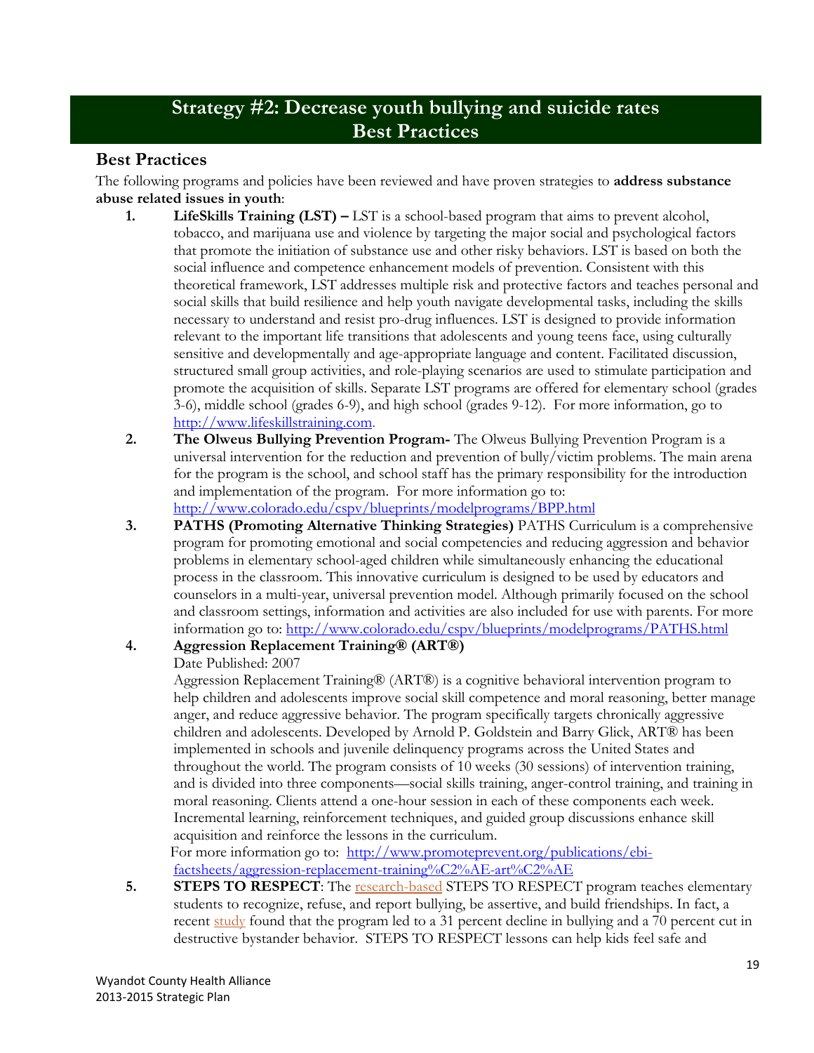# Strategy #2: Decrease youth bullying and suicide rates
# Best Practices

## Best Practices

The following programs and policies have been reviewed and have proven strategies to **address substance abuse related issues in youth**:

1. **LifeSkills Training (LST) –** LST is a school-based program that aims to prevent alcohol, tobacco, and marijuana use and violence by targeting the major social and psychological factors that promote the initiation of substance use and other risky behaviors. LST is based on both the social influence and competence enhancement models of prevention. Consistent with this theoretical framework, LST addresses multiple risk and protective factors and teaches personal and social skills that build resilience and help youth navigate developmental tasks, including the skills necessary to understand and resist pro-drug influences. LST is designed to provide information relevant to the important life transitions that adolescents and young teens face, using culturally sensitive and developmentally and age-appropriate language and content. Facilitated discussion, structured small group activities, and role-playing scenarios are used to stimulate participation and promote the acquisition of skills. Separate LST programs are offered for elementary school (grades 3-6), middle school (grades 6-9), and high school (grades 9-12). For more information, go to http://www.lifeskillstraining.com.
2. **The Olweus Bullying Prevention Program-** The Olweus Bullying Prevention Program is a universal intervention for the reduction and prevention of bully/victim problems. The main arena for the program is the school, and school staff has the primary responsibility for the introduction and implementation of the program. For more information go to: http://www.colorado.edu/cspv/blueprints/modelprograms/BPP.html
3. **PATHS (Promoting Alternative Thinking Strategies)** PATHS Curriculum is a comprehensive program for promoting emotional and social competencies and reducing aggression and behavior problems in elementary school-aged children while simultaneously enhancing the educational process in the classroom. This innovative curriculum is designed to be used by educators and counselors in a multi-year, universal prevention model. Although primarily focused on the school and classroom settings, information and activities are also included for use with parents. For more information go to: http://www.colorado.edu/cspv/blueprints/modelprograms/PATHS.html
4. **Aggression Replacement Training® (ART®)**
   Date Published: 2007
   Aggression Replacement Training® (ART®) is a cognitive behavioral intervention program to help children and adolescents improve social skill competence and moral reasoning, better manage anger, and reduce aggressive behavior. The program specifically targets chronically aggressive children and adolescents. Developed by Arnold P. Goldstein and Barry Glick, ART® has been implemented in schools and juvenile delinquency programs across the United States and throughout the world. The program consists of 10 weeks (30 sessions) of intervention training, and is divided into three components—social skills training, anger-control training, and training in moral reasoning. Clients attend a one-hour session in each of these components each week. Incremental learning, reinforcement techniques, and guided group discussions enhance skill acquisition and reinforce the lessons in the curriculum.
   For more information go to: http://www.promoteprevent.org/publications/ebi-factsheets/aggression-replacement-training%C2%AE-art%C2%AE
5. **STEPS TO RESPECT**: The research-based STEPS TO RESPECT program teaches elementary students to recognize, refuse, and report bullying, be assertive, and build friendships. In fact, a recent study found that the program led to a 31 percent decline in bullying and a 70 percent cut in destructive bystander behavior. STEPS TO RESPECT lessons can help kids feel safe and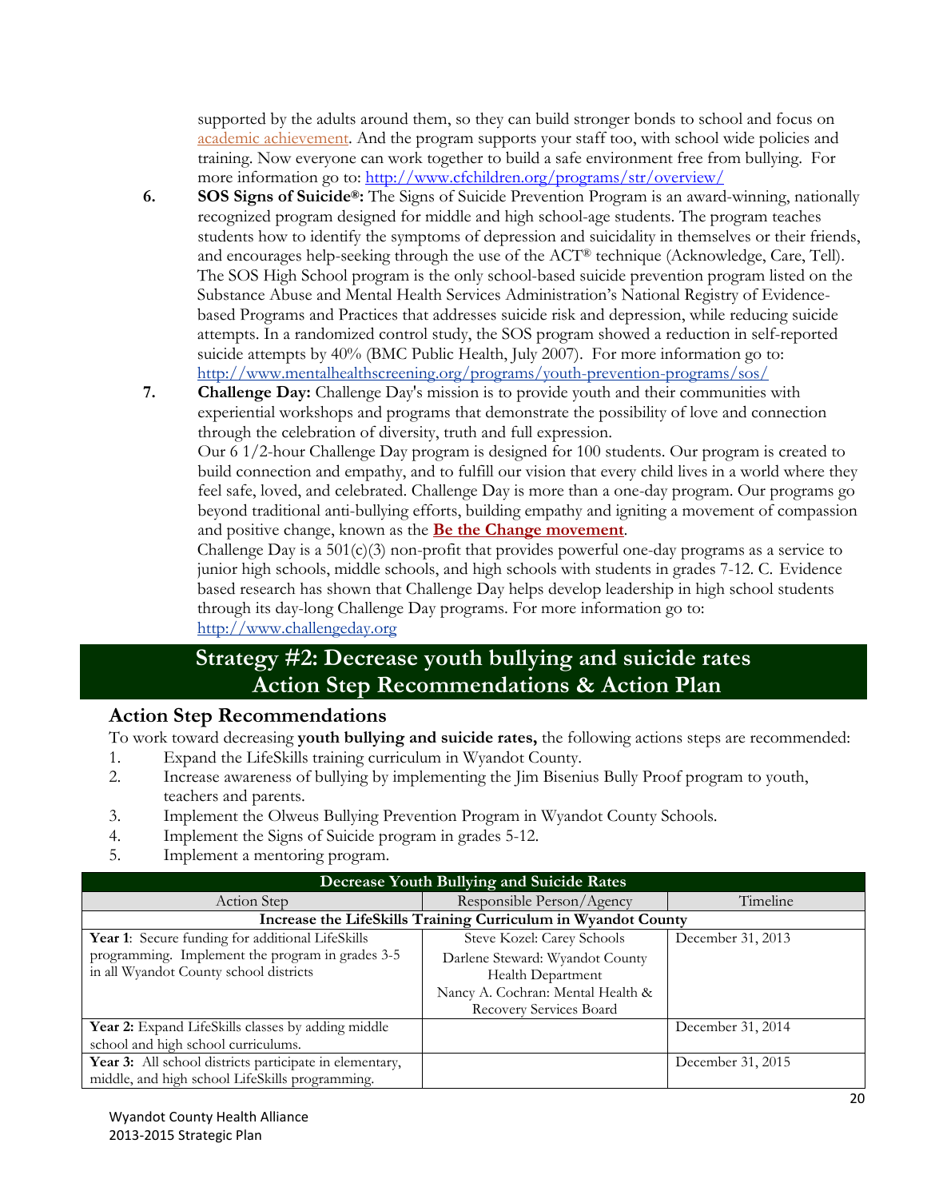supported by the adults around them, so they can build stronger bonds to school and focus on academic achievement. And the program supports your staff too, with school wide policies and training. Now everyone can work together to build a safe environment free from bullying. For more information go to: http://www.cfchildren.org/programs/str/overview/

6. **SOS Signs of Suicide®:** The Signs of Suicide Prevention Program is an award-winning, nationally recognized program designed for middle and high school-age students. The program teaches students how to identify the symptoms of depression and suicidality in themselves or their friends, and encourages help-seeking through the use of the ACT® technique (Acknowledge, Care, Tell). The SOS High School program is the only school-based suicide prevention program listed on the Substance Abuse and Mental Health Services Administration's National Registry of Evidence-based Programs and Practices that addresses suicide risk and depression, while reducing suicide attempts. In a randomized control study, the SOS program showed a reduction in self-reported suicide attempts by 40% (BMC Public Health, July 2007). For more information go to: http://www.mentalhealthscreening.org/programs/youth-prevention-programs/sos/

7. **Challenge Day:** Challenge Day's mission is to provide youth and their communities with experiential workshops and programs that demonstrate the possibility of love and connection through the celebration of diversity, truth and full expression.
 Our 6 1/2-hour Challenge Day program is designed for 100 students. Our program is created to build connection and empathy, and to fulfill our vision that every child lives in a world where they feel safe, loved, and celebrated. Challenge Day is more than a one-day program. Our programs go beyond traditional anti-bullying efforts, building empathy and igniting a movement of compassion and positive change, known as the **Be the Change movement**.
 Challenge Day is a 501(c)(3) non-profit that provides powerful one-day programs as a service to junior high schools, middle schools, and high schools with students in grades 7-12. C. Evidence based research has shown that Challenge Day helps develop leadership in high school students through its day-long Challenge Day programs. For more information go to: http://www.challengeday.org

## Strategy #2: Decrease youth bullying and suicide rates Action Step Recommendations & Action Plan

### Action Step Recommendations

To work toward decreasing **youth bullying and suicide rates,** the following actions steps are recommended:

1. Expand the LifeSkills training curriculum in Wyandot County.
2. Increase awareness of bullying by implementing the Jim Bisenius Bully Proof program to youth, teachers and parents.
3. Implement the Olweus Bullying Prevention Program in Wyandot County Schools.
4. Implement the Signs of Suicide program in grades 5-12.
5. Implement a mentoring program.

| Decrease Youth Bullying and Suicide Rates | | |
|---|---|---|
| Action Step | Responsible Person/Agency | Timeline |
| **Increase the LifeSkills Training Curriculum in Wyandot County** | | |
| **Year 1**: Secure funding for additional LifeSkills programming. Implement the program in grades 3-5 in all Wyandot County school districts | Steve Kozel: Carey Schools<br>Darlene Steward: Wyandot County Health Department<br>Nancy A. Cochran: Mental Health & Recovery Services Board | December 31, 2013 |
| **Year 2:** Expand LifeSkills classes by adding middle school and high school curriculums. | | December 31, 2014 |
| **Year 3:** All school districts participate in elementary, middle, and high school LifeSkills programming. | | December 31, 2015 |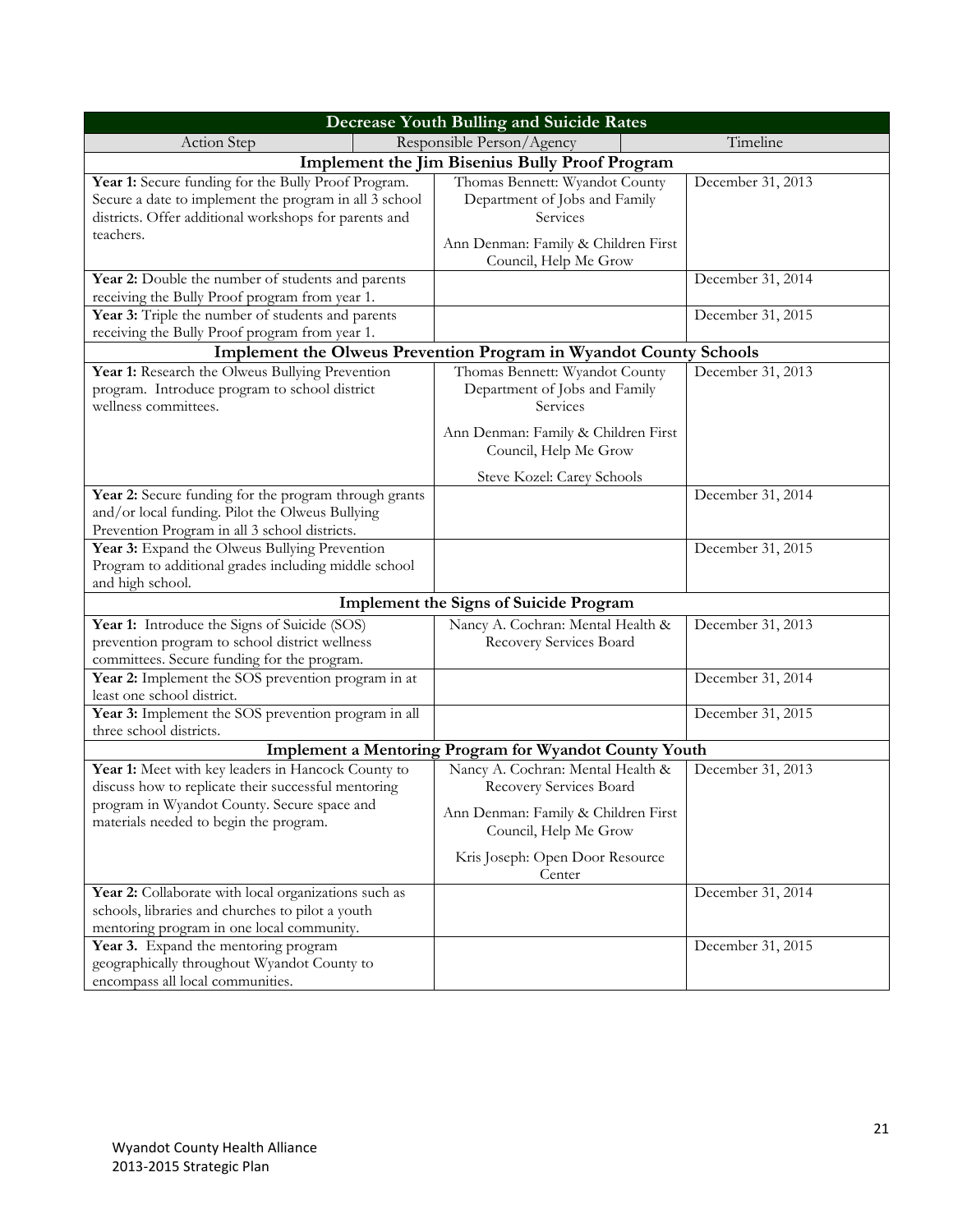| Decrease Youth Bulling and Suicide Rates | | |
|---|---|---|
| Action Step | Responsible Person/Agency | Timeline |
| **Implement the Jim Bisenius Bully Proof Program** | | |
| **Year 1:** Secure funding for the Bully Proof Program. Secure a date to implement the program in all 3 school districts. Offer additional workshops for parents and teachers. | Thomas Bennett: Wyandot County Department of Jobs and Family Services<br><br>Ann Denman: Family & Children First Council, Help Me Grow | December 31, 2013 |
| **Year 2:** Double the number of students and parents receiving the Bully Proof program from year 1. | | December 31, 2014 |
| **Year 3:** Triple the number of students and parents receiving the Bully Proof program from year 1. | | December 31, 2015 |
| **Implement the Olweus Prevention Program in Wyandot County Schools** | | |
| **Year 1:** Research the Olweus Bullying Prevention program. Introduce program to school district wellness committees. | Thomas Bennett: Wyandot County Department of Jobs and Family Services<br><br>Ann Denman: Family & Children First Council, Help Me Grow<br><br>Steve Kozel: Carey Schools | December 31, 2013 |
| **Year 2:** Secure funding for the program through grants and/or local funding. Pilot the Olweus Bullying Prevention Program in all 3 school districts. | | December 31, 2014 |
| **Year 3:** Expand the Olweus Bullying Prevention Program to additional grades including middle school and high school. | | December 31, 2015 |
| **Implement the Signs of Suicide Program** | | |
| **Year 1:** Introduce the Signs of Suicide (SOS) prevention program to school district wellness committees. Secure funding for the program. | Nancy A. Cochran: Mental Health & Recovery Services Board | December 31, 2013 |
| **Year 2:** Implement the SOS prevention program in at least one school district. | | December 31, 2014 |
| **Year 3:** Implement the SOS prevention program in all three school districts. | | December 31, 2015 |
| **Implement a Mentoring Program for Wyandot County Youth** | | |
| **Year 1:** Meet with key leaders in Hancock County to discuss how to replicate their successful mentoring program in Wyandot County. Secure space and materials needed to begin the program. | Nancy A. Cochran: Mental Health & Recovery Services Board<br><br>Ann Denman: Family & Children First Council, Help Me Grow<br><br>Kris Joseph: Open Door Resource Center | December 31, 2013 |
| **Year 2:** Collaborate with local organizations such as schools, libraries and churches to pilot a youth mentoring program in one local community. | | December 31, 2014 |
| **Year 3.** Expand the mentoring program geographically throughout Wyandot County to encompass all local communities. | | December 31, 2015 |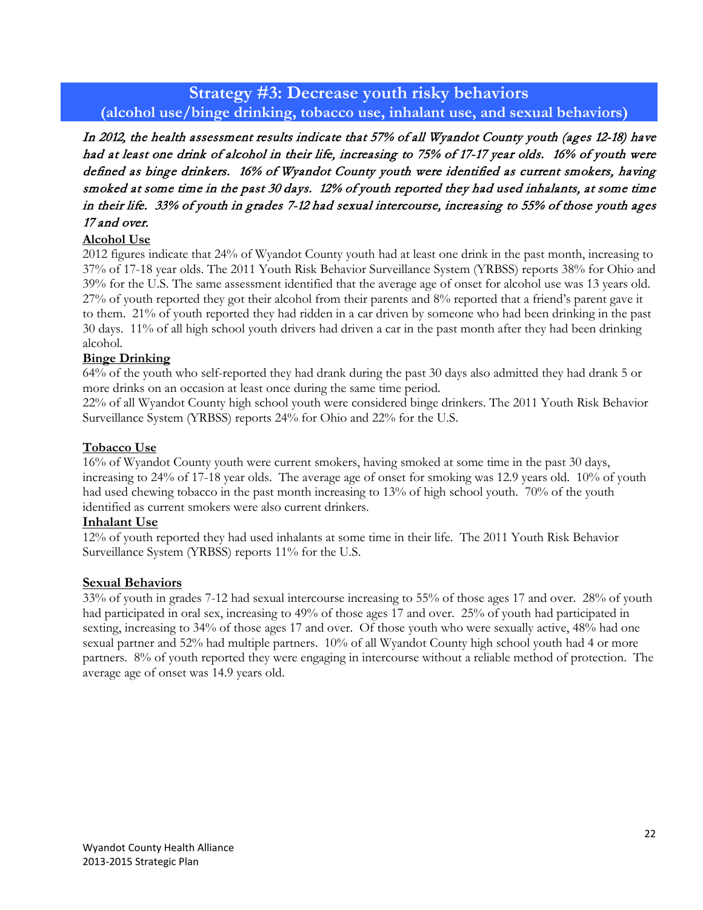## Strategy #3: Decrease youth risky behaviors
### (alcohol use/binge drinking, tobacco use, inhalant use, and sexual behaviors)

*In 2012, the health assessment results indicate that 57% of all Wyandot County youth (ages 12-18) have had at least one drink of alcohol in their life, increasing to 75% of 17-17 year olds. 16% of youth were defined as binge drinkers. 16% of Wyandot County youth were identified as current smokers, having smoked at some time in the past 30 days. 12% of youth reported they had used inhalants, at some time in their life. 33% of youth in grades 7-12 had sexual intercourse, increasing to 55% of those youth ages 17 and over.*

**Alcohol Use**

2012 figures indicate that 24% of Wyandot County youth had at least one drink in the past month, increasing to 37% of 17-18 year olds. The 2011 Youth Risk Behavior Surveillance System (YRBSS) reports 38% for Ohio and 39% for the U.S. The same assessment identified that the average age of onset for alcohol use was 13 years old. 27% of youth reported they got their alcohol from their parents and 8% reported that a friend's parent gave it to them. 21% of youth reported they had ridden in a car driven by someone who had been drinking in the past 30 days. 11% of all high school youth drivers had driven a car in the past month after they had been drinking alcohol.

**Binge Drinking**

64% of the youth who self-reported they had drank during the past 30 days also admitted they had drank 5 or more drinks on an occasion at least once during the same time period.

22% of all Wyandot County high school youth were considered binge drinkers. The 2011 Youth Risk Behavior Surveillance System (YRBSS) reports 24% for Ohio and 22% for the U.S.

**Tobacco Use**

16% of Wyandot County youth were current smokers, having smoked at some time in the past 30 days, increasing to 24% of 17-18 year olds. The average age of onset for smoking was 12.9 years old. 10% of youth had used chewing tobacco in the past month increasing to 13% of high school youth. 70% of the youth identified as current smokers were also current drinkers.

**Inhalant Use**

12% of youth reported they had used inhalants at some time in their life. The 2011 Youth Risk Behavior Surveillance System (YRBSS) reports 11% for the U.S.

**Sexual Behaviors**

33% of youth in grades 7-12 had sexual intercourse increasing to 55% of those ages 17 and over. 28% of youth had participated in oral sex, increasing to 49% of those ages 17 and over. 25% of youth had participated in sexting, increasing to 34% of those ages 17 and over. Of those youth who were sexually active, 48% had one sexual partner and 52% had multiple partners. 10% of all Wyandot County high school youth had 4 or more partners. 8% of youth reported they were engaging in intercourse without a reliable method of protection. The average age of onset was 14.9 years old.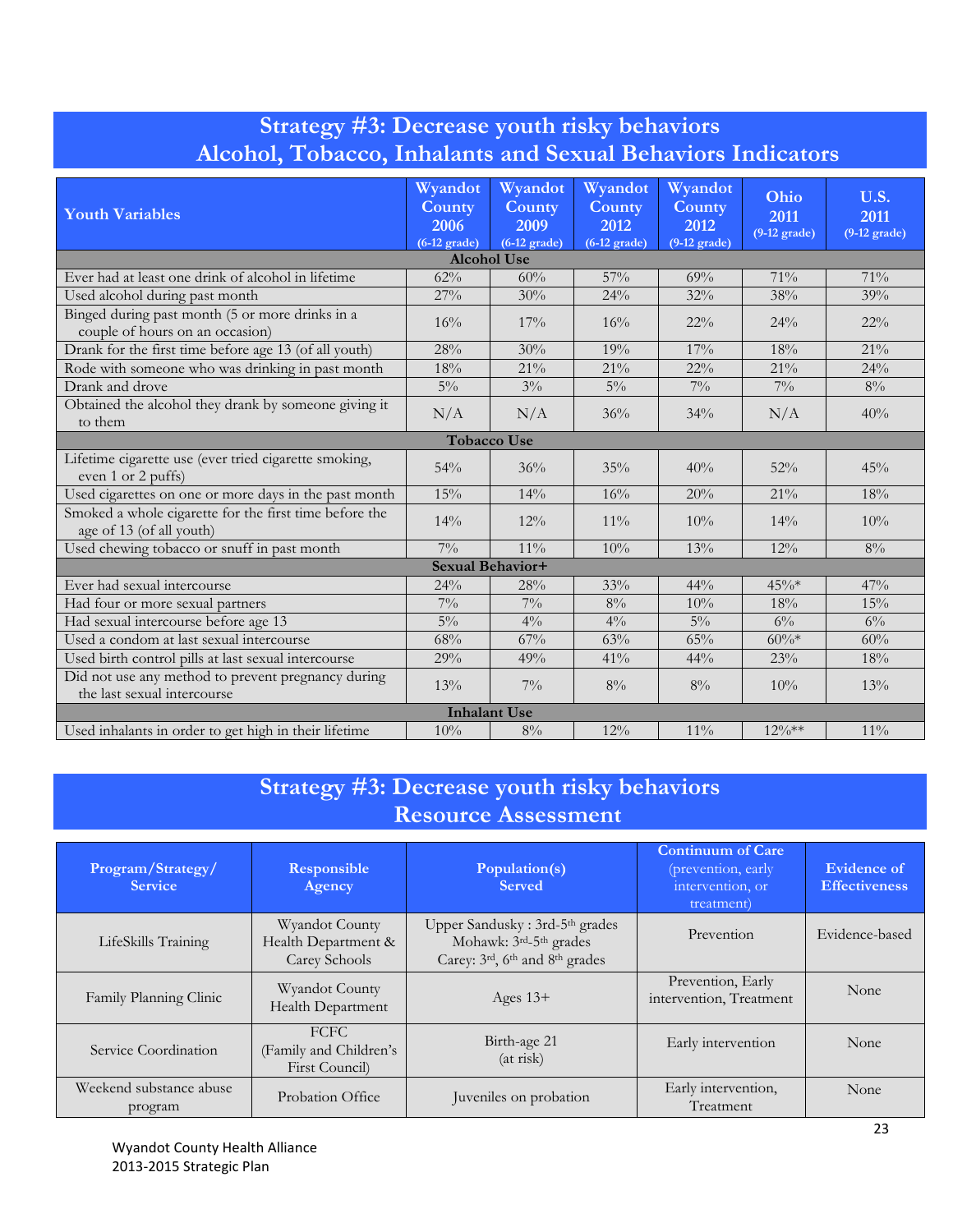## Strategy #3: Decrease youth risky behaviors
## Alcohol, Tobacco, Inhalants and Sexual Behaviors Indicators

| Youth Variables | Wyandot County 2006 (6-12 grade) | Wyandot County 2009 (6-12 grade) | Wyandot County 2012 (6-12 grade) | Wyandot County 2012 (9-12 grade) | Ohio 2011 (9-12 grade) | U.S. 2011 (9-12 grade) |
|---|---|---|---|---|---|---|
| **Alcohol Use** | | | | | | |
| Ever had at least one drink of alcohol in lifetime | 62% | 60% | 57% | 69% | 71% | 71% |
| Used alcohol during past month | 27% | 30% | 24% | 32% | 38% | 39% |
| Binged during past month (5 or more drinks in a couple of hours on an occasion) | 16% | 17% | 16% | 22% | 24% | 22% |
| Drank for the first time before age 13 (of all youth) | 28% | 30% | 19% | 17% | 18% | 21% |
| Rode with someone who was drinking in past month | 18% | 21% | 21% | 22% | 21% | 24% |
| Drank and drove | 5% | 3% | 5% | 7% | 7% | 8% |
| Obtained the alcohol they drank by someone giving it to them | N/A | N/A | 36% | 34% | N/A | 40% |
| **Tobacco Use** | | | | | | |
| Lifetime cigarette use (ever tried cigarette smoking, even 1 or 2 puffs) | 54% | 36% | 35% | 40% | 52% | 45% |
| Used cigarettes on one or more days in the past month | 15% | 14% | 16% | 20% | 21% | 18% |
| Smoked a whole cigarette for the first time before the age of 13 (of all youth) | 14% | 12% | 11% | 10% | 14% | 10% |
| Used chewing tobacco or snuff in past month | 7% | 11% | 10% | 13% | 12% | 8% |
| **Sexual Behavior+** | | | | | | |
| Ever had sexual intercourse | 24% | 28% | 33% | 44% | 45%* | 47% |
| Had four or more sexual partners | 7% | 7% | 8% | 10% | 18% | 15% |
| Had sexual intercourse before age 13 | 5% | 4% | 4% | 5% | 6% | 6% |
| Used a condom at last sexual intercourse | 68% | 67% | 63% | 65% | 60%* | 60% |
| Used birth control pills at last sexual intercourse | 29% | 49% | 41% | 44% | 23% | 18% |
| Did not use any method to prevent pregnancy during the last sexual intercourse | 13% | 7% | 8% | 8% | 10% | 13% |
| **Inhalant Use** | | | | | | |
| Used inhalants in order to get high in their lifetime | 10% | 8% | 12% | 11% | 12%** | 11% |

## Strategy #3: Decrease youth risky behaviors
## Resource Assessment

| Program/Strategy/ Service | Responsible Agency | Population(s) Served | Continuum of Care (prevention, early intervention, or treatment) | Evidence of Effectiveness |
|---|---|---|---|---|
| LifeSkills Training | Wyandot County Health Department & Carey Schools | Upper Sandusky : 3rd-5th grades<br>Mohawk: 3rd-5th grades<br>Carey: 3rd, 6th and 8th grades | Prevention | Evidence-based |
| Family Planning Clinic | Wyandot County Health Department | Ages 13+ | Prevention, Early intervention, Treatment | None |
| Service Coordination | FCFC (Family and Children's First Council) | Birth-age 21 (at risk) | Early intervention | None |
| Weekend substance abuse program | Probation Office | Juveniles on probation | Early intervention, Treatment | None |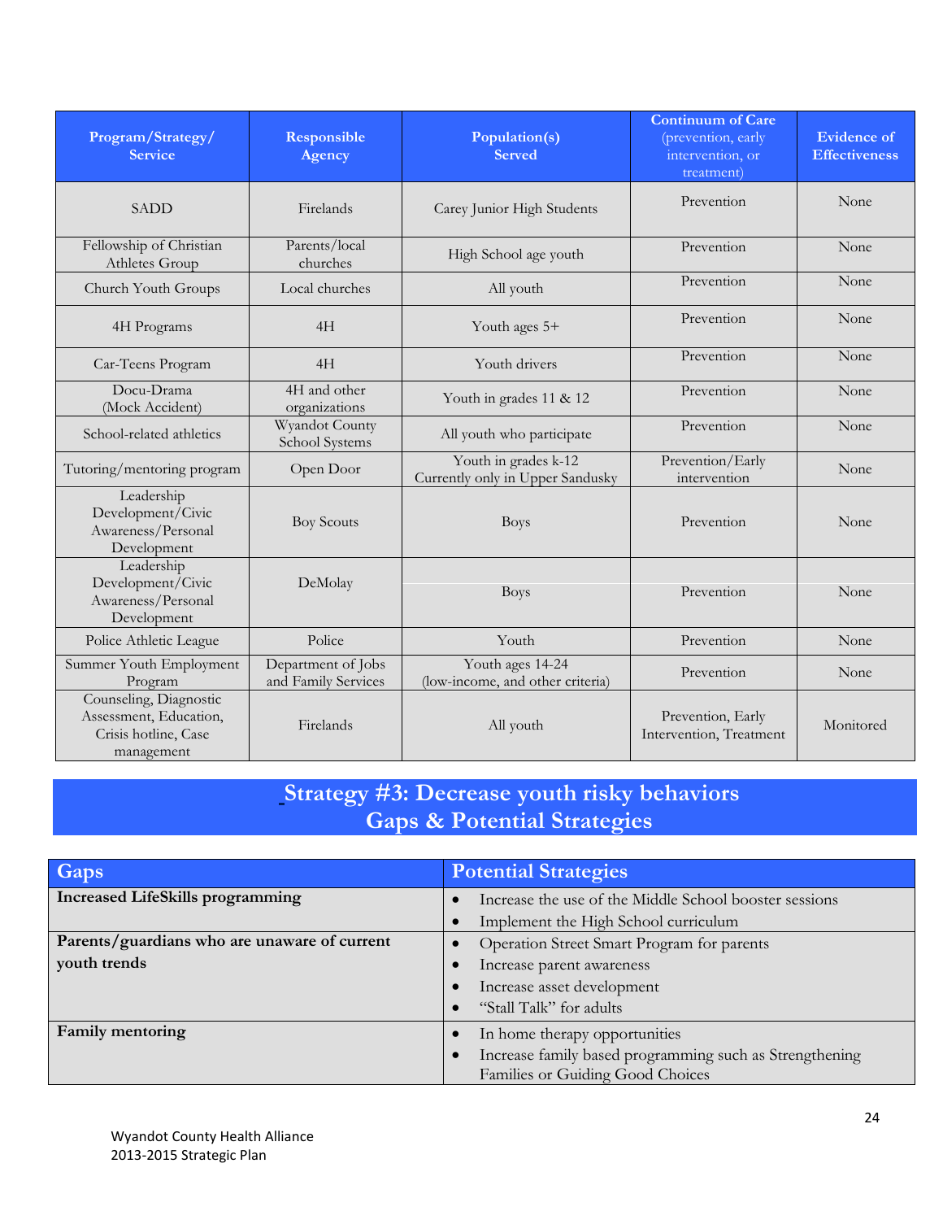| Program/Strategy/ Service | Responsible Agency | Population(s) Served | Continuum of Care (prevention, early intervention, or treatment) | Evidence of Effectiveness |
|---|---|---|---|---|
| SADD | Firelands | Carey Junior High Students | Prevention | None |
| Fellowship of Christian Athletes Group | Parents/local churches | High School age youth | Prevention | None |
| Church Youth Groups | Local churches | All youth | Prevention | None |
| 4H Programs | 4H | Youth ages 5+ | Prevention | None |
| Car-Teens Program | 4H | Youth drivers | Prevention | None |
| Docu-Drama (Mock Accident) | 4H and other organizations | Youth in grades 11 & 12 | Prevention | None |
| School-related athletics | Wyandot County School Systems | All youth who participate | Prevention | None |
| Tutoring/mentoring program | Open Door | Youth in grades k-12 Currently only in Upper Sandusky | Prevention/Early intervention | None |
| Leadership Development/Civic Awareness/Personal Development | Boy Scouts | Boys | Prevention | None |
| Leadership Development/Civic Awareness/Personal Development | DeMolay | Boys | Prevention | None |
| Police Athletic League | Police | Youth | Prevention | None |
| Summer Youth Employment Program | Department of Jobs and Family Services | Youth ages 14-24 (low-income, and other criteria) | Prevention | None |
| Counseling, Diagnostic Assessment, Education, Crisis hotline, Case management | Firelands | All youth | Prevention, Early Intervention, Treatment | Monitored |

## Strategy #3: Decrease youth risky behaviors Gaps & Potential Strategies

| Gaps | Potential Strategies |
|---|---|
| **Increased LifeSkills programming** | • Increase the use of the Middle School booster sessions<br>• Implement the High School curriculum |
| **Parents/guardians who are unaware of current youth trends** | • Operation Street Smart Program for parents<br>• Increase parent awareness<br>• Increase asset development<br>• "Stall Talk" for adults |
| **Family mentoring** | • In home therapy opportunities<br>• Increase family based programming such as Strengthening Families or Guiding Good Choices |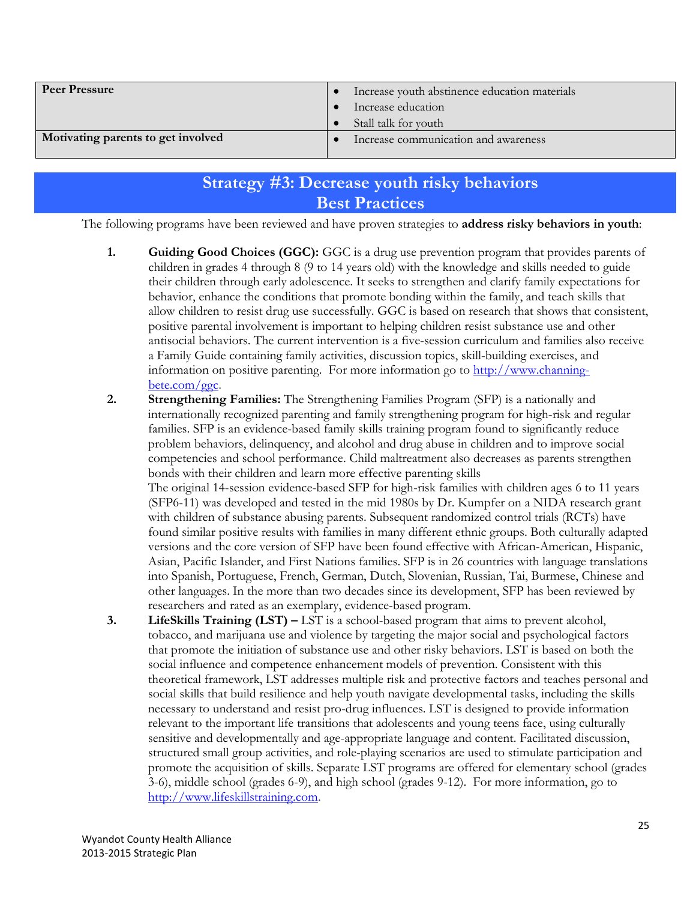| Peer Pressure | • Increase youth abstinence education materials<br>• Increase education<br>• Stall talk for youth |
|---|---|
| **Motivating parents to get involved** | • Increase communication and awareness |

## Strategy #3: Decrease youth risky behaviors
## Best Practices

The following programs have been reviewed and have proven strategies to **address risky behaviors in youth**:

1. **Guiding Good Choices (GGC):** GGC is a drug use prevention program that provides parents of children in grades 4 through 8 (9 to 14 years old) with the knowledge and skills needed to guide their children through early adolescence. It seeks to strengthen and clarify family expectations for behavior, enhance the conditions that promote bonding within the family, and teach skills that allow children to resist drug use successfully. GGC is based on research that shows that consistent, positive parental involvement is important to helping children resist substance use and other antisocial behaviors. The current intervention is a five-session curriculum and families also receive a Family Guide containing family activities, discussion topics, skill-building exercises, and information on positive parenting. For more information go to http://www.channing-bete.com/ggc.

2. **Strengthening Families:** The Strengthening Families Program (SFP) is a nationally and internationally recognized parenting and family strengthening program for high-risk and regular families. SFP is an evidence-based family skills training program found to significantly reduce problem behaviors, delinquency, and alcohol and drug abuse in children and to improve social competencies and school performance. Child maltreatment also decreases as parents strengthen bonds with their children and learn more effective parenting skills
The original 14-session evidence-based SFP for high-risk families with children ages 6 to 11 years (SFP6-11) was developed and tested in the mid 1980s by Dr. Kumpfer on a NIDA research grant with children of substance abusing parents. Subsequent randomized control trials (RCTs) have found similar positive results with families in many different ethnic groups. Both culturally adapted versions and the core version of SFP have been found effective with African-American, Hispanic, Asian, Pacific Islander, and First Nations families. SFP is in 26 countries with language translations into Spanish, Portuguese, French, German, Dutch, Slovenian, Russian, Tai, Burmese, Chinese and other languages. In the more than two decades since its development, SFP has been reviewed by researchers and rated as an exemplary, evidence-based program.

3. **LifeSkills Training (LST) –** LST is a school-based program that aims to prevent alcohol, tobacco, and marijuana use and violence by targeting the major social and psychological factors that promote the initiation of substance use and other risky behaviors. LST is based on both the social influence and competence enhancement models of prevention. Consistent with this theoretical framework, LST addresses multiple risk and protective factors and teaches personal and social skills that build resilience and help youth navigate developmental tasks, including the skills necessary to understand and resist pro-drug influences. LST is designed to provide information relevant to the important life transitions that adolescents and young teens face, using culturally sensitive and developmentally and age-appropriate language and content. Facilitated discussion, structured small group activities, and role-playing scenarios are used to stimulate participation and promote the acquisition of skills. Separate LST programs are offered for elementary school (grades 3-6), middle school (grades 6-9), and high school (grades 9-12). For more information, go to http://www.lifeskillstraining.com.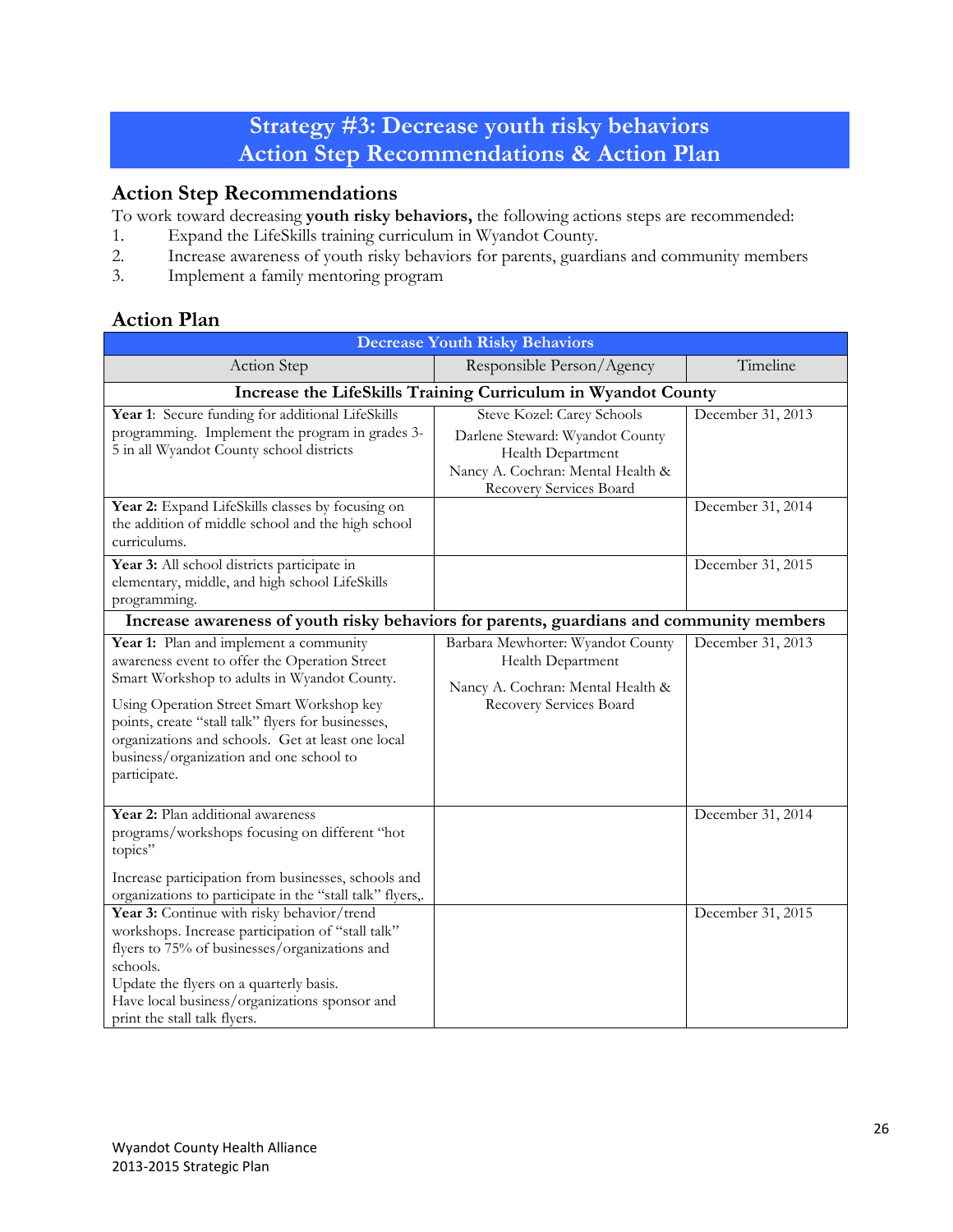# Strategy #3: Decrease youth risky behaviors
# Action Step Recommendations & Action Plan

## Action Step Recommendations

To work toward decreasing **youth risky behaviors,** the following actions steps are recommended:

1. Expand the LifeSkills training curriculum in Wyandot County.
2. Increase awareness of youth risky behaviors for parents, guardians and community members
3. Implement a family mentoring program

## Action Plan

| Decrease Youth Risky Behaviors | | |
|---|---|---|
| Action Step | Responsible Person/Agency | Timeline |
| **Increase the LifeSkills Training Curriculum in Wyandot County** | | |
| **Year 1**: Secure funding for additional LifeSkills programming. Implement the program in grades 3-5 in all Wyandot County school districts | Steve Kozel: Carey Schools<br>Darlene Steward: Wyandot County Health Department<br>Nancy A. Cochran: Mental Health & Recovery Services Board | December 31, 2013 |
| **Year 2:** Expand LifeSkills classes by focusing on the addition of middle school and the high school curriculums. | | December 31, 2014 |
| **Year 3:** All school districts participate in elementary, middle, and high school LifeSkills programming. | | December 31, 2015 |
| **Increase awareness of youth risky behaviors for parents, guardians and community members** | | |
| **Year 1:** Plan and implement a community awareness event to offer the Operation Street Smart Workshop to adults in Wyandot County.<br>Using Operation Street Smart Workshop key points, create "stall talk" flyers for businesses, organizations and schools. Get at least one local business/organization and one school to participate. | Barbara Mewhorter: Wyandot County Health Department<br>Nancy A. Cochran: Mental Health & Recovery Services Board | December 31, 2013 |
| **Year 2:** Plan additional awareness programs/workshops focusing on different "hot topics"<br>Increase participation from businesses, schools and organizations to participate in the "stall talk" flyers,. | | December 31, 2014 |
| **Year 3:** Continue with risky behavior/trend workshops. Increase participation of "stall talk" flyers to 75% of businesses/organizations and schools.<br>Update the flyers on a quarterly basis.<br>Have local business/organizations sponsor and print the stall talk flyers. | | December 31, 2015 |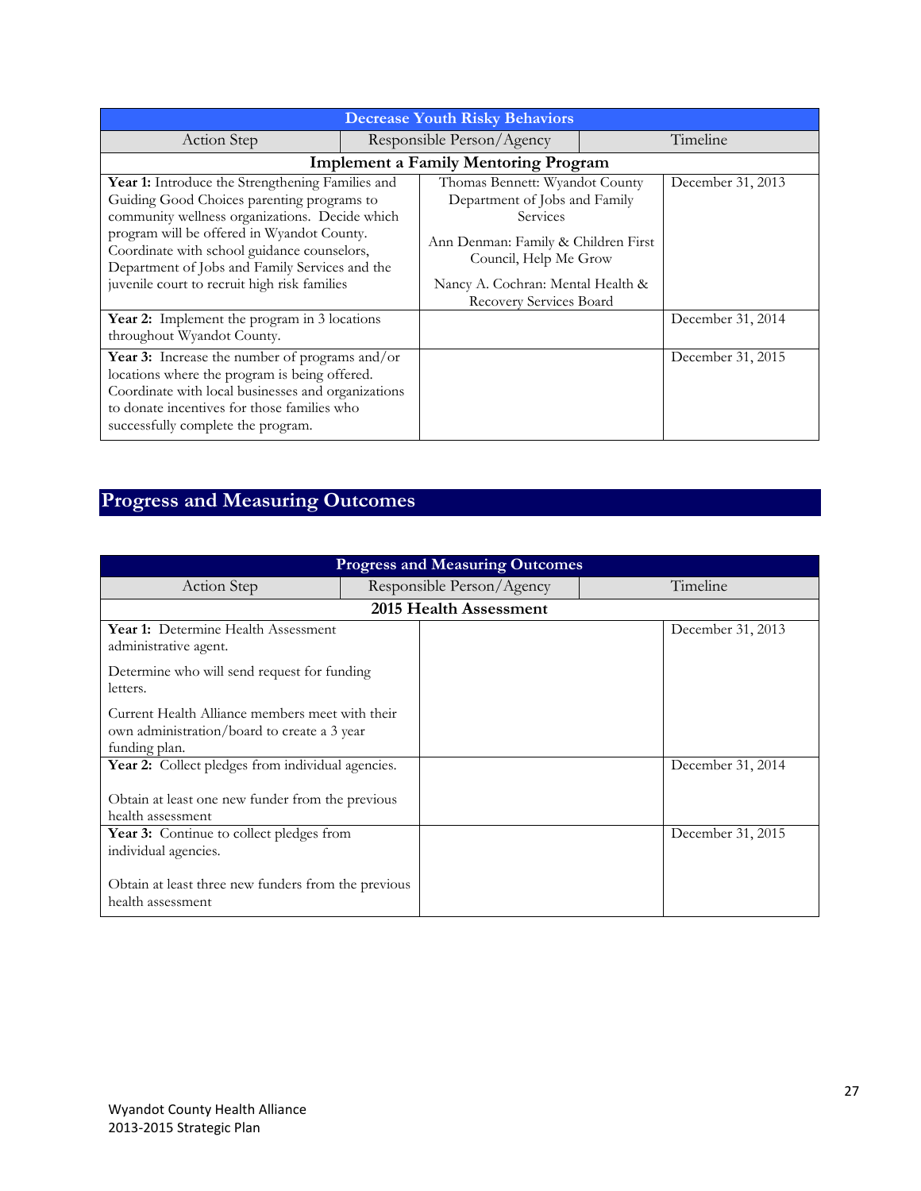| Decrease Youth Risky Behaviors | | |
|---|---|---|
| **Action Step** | **Responsible Person/Agency** | **Timeline** |
| **Implement a Family Mentoring Program** | | |
| **Year 1:** Introduce the Strengthening Families and Guiding Good Choices parenting programs to community wellness organizations. Decide which program will be offered in Wyandot County. Coordinate with school guidance counselors, Department of Jobs and Family Services and the juvenile court to recruit high risk families | Thomas Bennett: Wyandot County Department of Jobs and Family Services<br><br>Ann Denman: Family & Children First Council, Help Me Grow<br><br>Nancy A. Cochran: Mental Health & Recovery Services Board | December 31, 2013 |
| **Year 2:** Implement the program in 3 locations throughout Wyandot County. | | December 31, 2014 |
| **Year 3:** Increase the number of programs and/or locations where the program is being offered. Coordinate with local businesses and organizations to donate incentives for those families who successfully complete the program. | | December 31, 2015 |

## Progress and Measuring Outcomes

| Progress and Measuring Outcomes | | |
|---|---|---|
| **Action Step** | **Responsible Person/Agency** | **Timeline** |
| **2015 Health Assessment** | | |
| **Year 1:** Determine Health Assessment administrative agent.<br><br>Determine who will send request for funding letters.<br><br>Current Health Alliance members meet with their own administration/board to create a 3 year funding plan. | | December 31, 2013 |
| **Year 2:** Collect pledges from individual agencies.<br><br>Obtain at least one new funder from the previous health assessment | | December 31, 2014 |
| **Year 3:** Continue to collect pledges from individual agencies.<br><br>Obtain at least three new funders from the previous health assessment | | December 31, 2015 |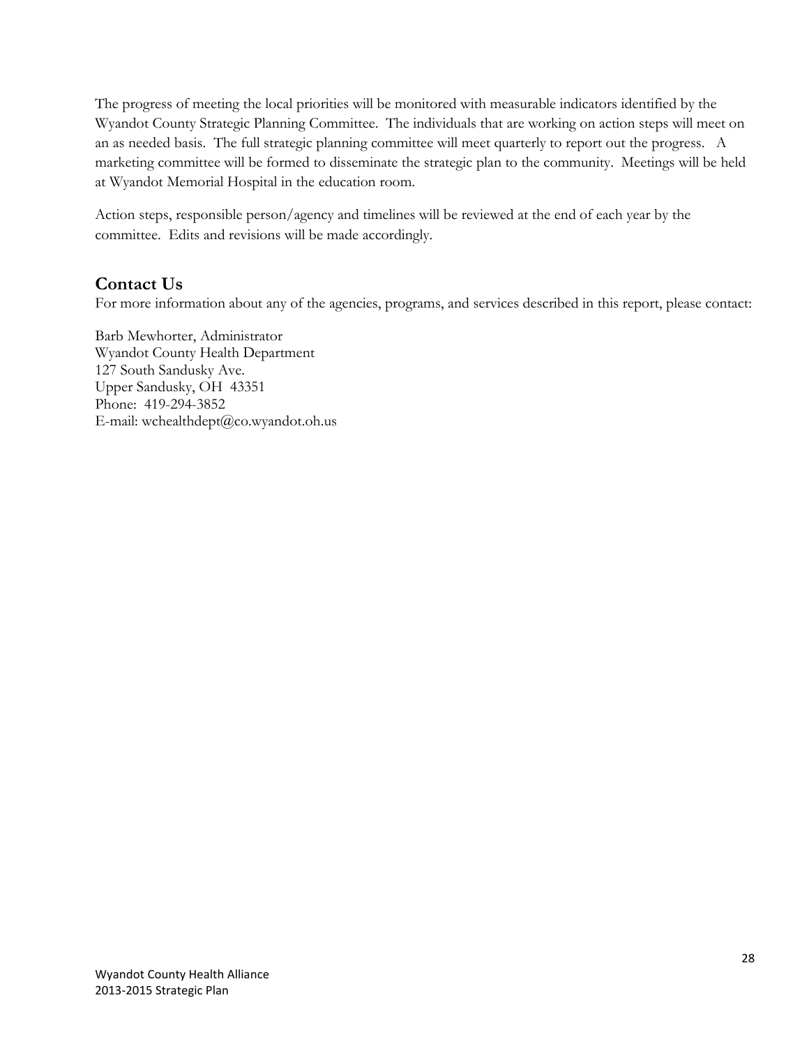The progress of meeting the local priorities will be monitored with measurable indicators identified by the Wyandot County Strategic Planning Committee. The individuals that are working on action steps will meet on an as needed basis. The full strategic planning committee will meet quarterly to report out the progress. A marketing committee will be formed to disseminate the strategic plan to the community. Meetings will be held at Wyandot Memorial Hospital in the education room.

Action steps, responsible person/agency and timelines will be reviewed at the end of each year by the committee. Edits and revisions will be made accordingly.

## Contact Us

For more information about any of the agencies, programs, and services described in this report, please contact:

Barb Mewhorter, Administrator
Wyandot County Health Department
127 South Sandusky Ave.
Upper Sandusky, OH 43351
Phone: 419-294-3852
E-mail: wchealthdept@co.wyandot.oh.us